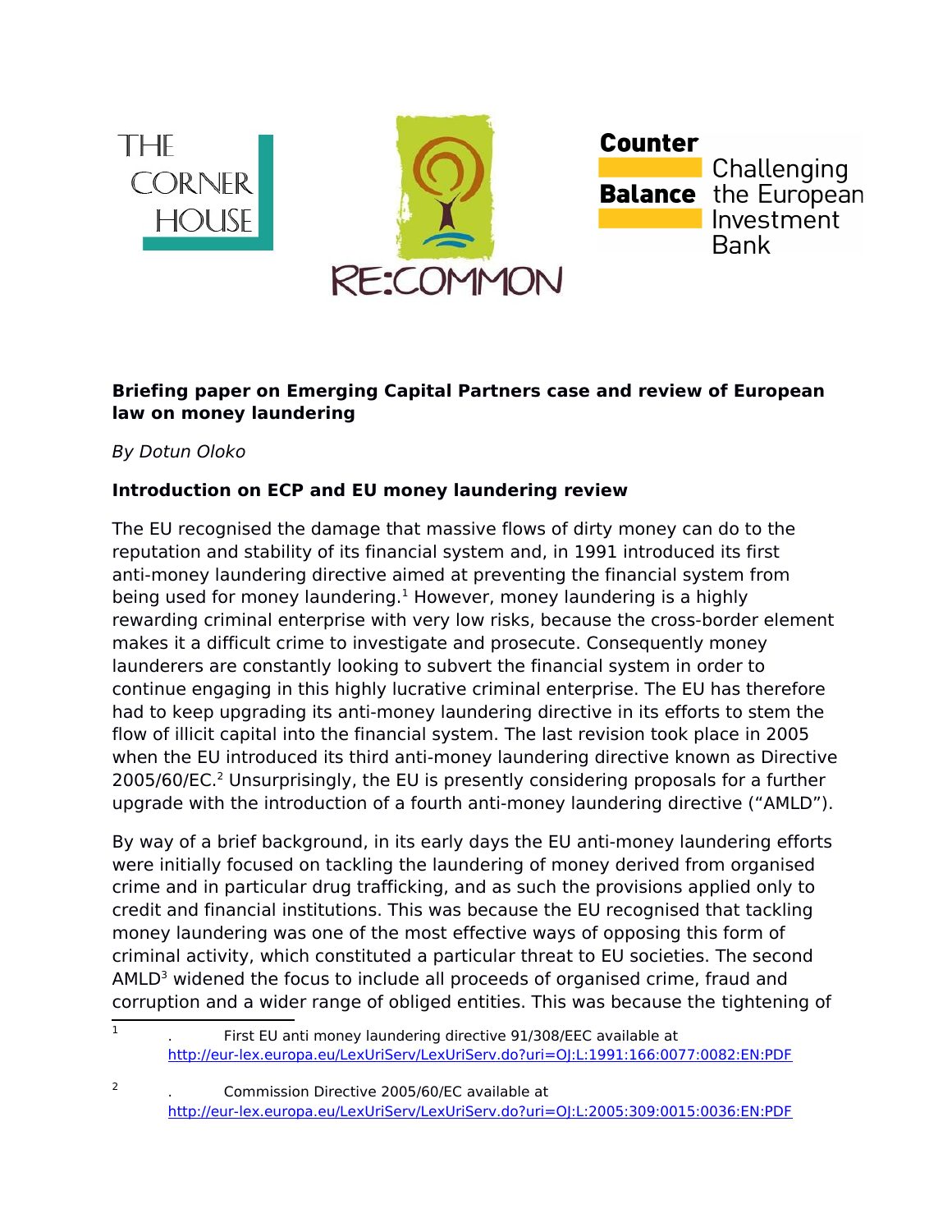**Briefing paper on Emerging Capital Partners case and review of European law on money laundering**

*By Dotun Oloko*

**Introduction on ECP and EU money laundering review**

The EU recognised the damage that massive flows of dirty money can do to the reputation and stability of its financial system and, in 1991 introduced its first anti-money laundering directive aimed at preventing the financial system from being used for money laundering.[1] However, money laundering is a highly rewarding criminal enterprise with very low risks, because the cross-border element makes it a difficult crime to investigate and prosecute. Consequently money launderers are constantly looking to subvert the financial system in order to continue engaging in this highly lucrative criminal enterprise. The EU has therefore had to keep upgrading its anti-money laundering directive in its efforts to stem the flow of illicit capital into the financial system. The last revision took place in 2005 when the EU introduced its third anti-money laundering directive known as Directive 2005/60/EC.[2] Unsurprisingly, the EU is presently considering proposals for a further upgrade with the introduction of a fourth anti-money laundering directive ("AMLD").

By way of a brief background, in its early days the EU anti-money laundering efforts were initially focused on tackling the laundering of money derived from organised crime and in particular drug trafficking, and as such the provisions applied only to credit and financial institutions. This was because the EU recognised that tackling money laundering was one of the most effective ways of opposing this form of criminal activity, which constituted a particular threat to EU societies. The second AMLD[3] widened the focus to include all proceeds of organised crime, fraud and corruption and a wider range of obliged entities. This was because the tightening of

---

[1] . First EU anti money laundering directive 91/308/EEC available at http://eur-lex.europa.eu/LexUriServ/LexUriServ.do?uri=OJ:L:1991:166:0077:0082:EN:PDF

[2] . Commission Directive 2005/60/EC available at http://eur-lex.europa.eu/LexUriServ/LexUriServ.do?uri=OJ:L:2005:309:0015:0036:EN:PDF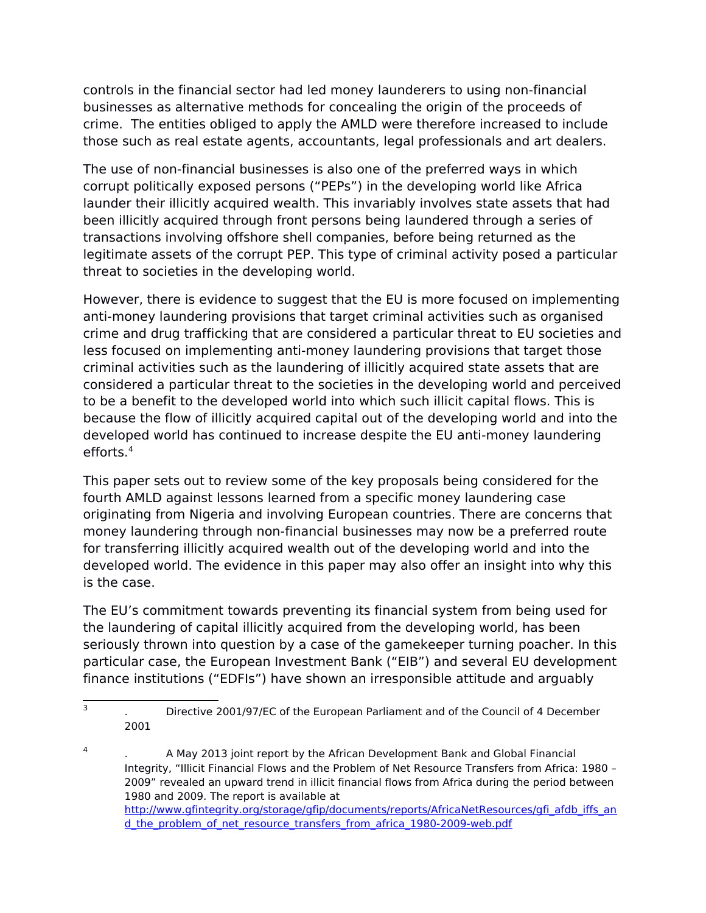controls in the financial sector had led money launderers to using non-financial businesses as alternative methods for concealing the origin of the proceeds of crime. The entities obliged to apply the AMLD were therefore increased to include those such as real estate agents, accountants, legal professionals and art dealers.

The use of non-financial businesses is also one of the preferred ways in which corrupt politically exposed persons ("PEPs") in the developing world like Africa launder their illicitly acquired wealth. This invariably involves state assets that had been illicitly acquired through front persons being laundered through a series of transactions involving offshore shell companies, before being returned as the legitimate assets of the corrupt PEP. This type of criminal activity posed a particular threat to societies in the developing world.

However, there is evidence to suggest that the EU is more focused on implementing anti-money laundering provisions that target criminal activities such as organised crime and drug trafficking that are considered a particular threat to EU societies and less focused on implementing anti-money laundering provisions that target those criminal activities such as the laundering of illicitly acquired state assets that are considered a particular threat to the societies in the developing world and perceived to be a benefit to the developed world into which such illicit capital flows. This is because the flow of illicitly acquired capital out of the developing world and into the developed world has continued to increase despite the EU anti-money laundering efforts.[4]

This paper sets out to review some of the key proposals being considered for the fourth AMLD against lessons learned from a specific money laundering case originating from Nigeria and involving European countries. There are concerns that money laundering through non-financial businesses may now be a preferred route for transferring illicitly acquired wealth out of the developing world and into the developed world. The evidence in this paper may also offer an insight into why this is the case.

The EU's commitment towards preventing its financial system from being used for the laundering of capital illicitly acquired from the developing world, has been seriously thrown into question by a case of the gamekeeper turning poacher. In this particular case, the European Investment Bank ("EIB") and several EU development finance institutions ("EDFIs") have shown an irresponsible attitude and arguably

---

[3] . Directive 2001/97/EC of the European Parliament and of the Council of 4 December 2001

[4] . A May 2013 joint report by the African Development Bank and Global Financial Integrity, "Illicit Financial Flows and the Problem of Net Resource Transfers from Africa: 1980 – 2009" revealed an upward trend in illicit financial flows from Africa during the period between 1980 and 2009. The report is available at http://www.gfintegrity.org/storage/gfip/documents/reports/AfricaNetResources/gfi_afdb_iffs_and_the_problem_of_net_resource_transfers_from_africa_1980-2009-web.pdf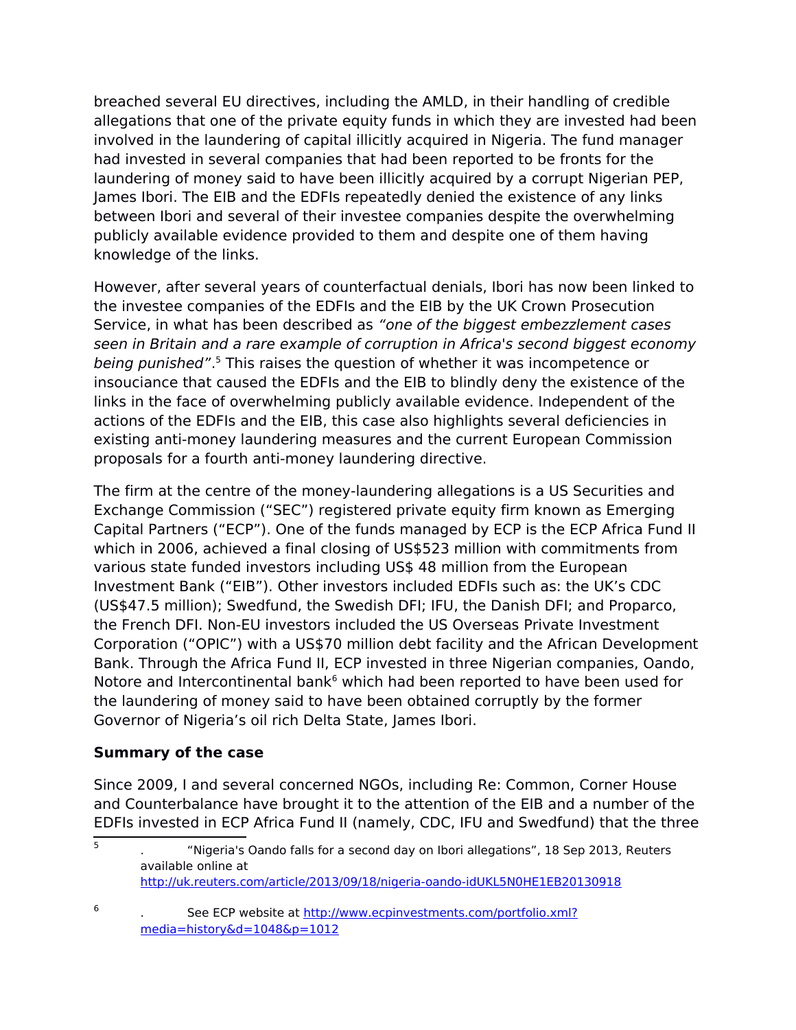breached several EU directives, including the AMLD, in their handling of credible allegations that one of the private equity funds in which they are invested had been involved in the laundering of capital illicitly acquired in Nigeria. The fund manager had invested in several companies that had been reported to be fronts for the laundering of money said to have been illicitly acquired by a corrupt Nigerian PEP, James Ibori. The EIB and the EDFIs repeatedly denied the existence of any links between Ibori and several of their investee companies despite the overwhelming publicly available evidence provided to them and despite one of them having knowledge of the links.

However, after several years of counterfactual denials, Ibori has now been linked to the investee companies of the EDFIs and the EIB by the UK Crown Prosecution Service, in what has been described as *"one of the biggest embezzlement cases seen in Britain and a rare example of corruption in Africa's second biggest economy being punished"*.[5] This raises the question of whether it was incompetence or insouciance that caused the EDFIs and the EIB to blindly deny the existence of the links in the face of overwhelming publicly available evidence. Independent of the actions of the EDFIs and the EIB, this case also highlights several deficiencies in existing anti-money laundering measures and the current European Commission proposals for a fourth anti-money laundering directive.

The firm at the centre of the money-laundering allegations is a US Securities and Exchange Commission ("SEC") registered private equity firm known as Emerging Capital Partners ("ECP"). One of the funds managed by ECP is the ECP Africa Fund II which in 2006, achieved a final closing of US$523 million with commitments from various state funded investors including US$ 48 million from the European Investment Bank ("EIB"). Other investors included EDFIs such as: the UK's CDC (US$47.5 million); Swedfund, the Swedish DFI; IFU, the Danish DFI; and Proparco, the French DFI. Non-EU investors included the US Overseas Private Investment Corporation ("OPIC") with a US$70 million debt facility and the African Development Bank. Through the Africa Fund II, ECP invested in three Nigerian companies, Oando, Notore and Intercontinental bank[6] which had been reported to have been used for the laundering of money said to have been obtained corruptly by the former Governor of Nigeria's oil rich Delta State, James Ibori.

**Summary of the case**

Since 2009, I and several concerned NGOs, including Re: Common, Corner House and Counterbalance have brought it to the attention of the EIB and a number of the EDFIs invested in ECP Africa Fund II (namely, CDC, IFU and Swedfund) that the three

---

[5] . "Nigeria's Oando falls for a second day on Ibori allegations", 18 Sep 2013, Reuters available online at http://uk.reuters.com/article/2013/09/18/nigeria-oando-idUKL5N0HE1EB20130918

[6] . See ECP website at http://www.ecpinvestments.com/portfolio.xml?media=history&d=1048&p=1012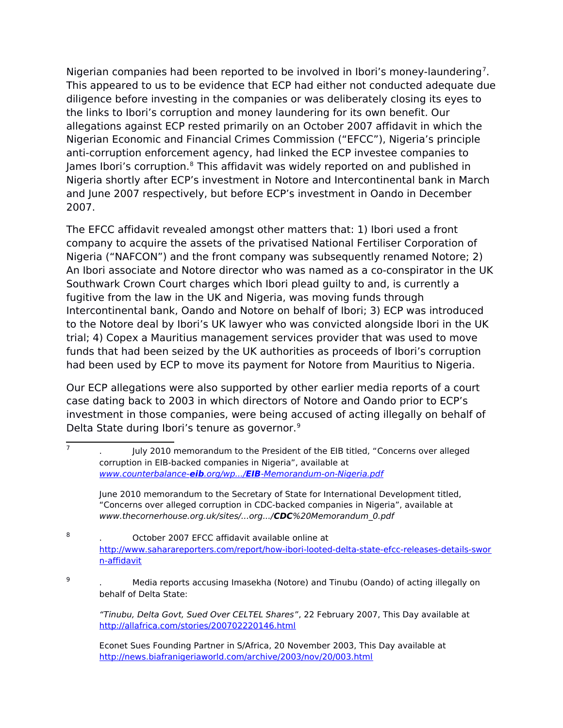Nigerian companies had been reported to be involved in Ibori's money-laundering[7]. This appeared to us to be evidence that ECP had either not conducted adequate due diligence before investing in the companies or was deliberately closing its eyes to the links to Ibori's corruption and money laundering for its own benefit. Our allegations against ECP rested primarily on an October 2007 affidavit in which the Nigerian Economic and Financial Crimes Commission ("EFCC"), Nigeria's principle anti-corruption enforcement agency, had linked the ECP investee companies to James Ibori's corruption.[8] This affidavit was widely reported on and published in Nigeria shortly after ECP's investment in Notore and Intercontinental bank in March and June 2007 respectively, but before ECP's investment in Oando in December 2007.

The EFCC affidavit revealed amongst other matters that: 1) Ibori used a front company to acquire the assets of the privatised National Fertiliser Corporation of Nigeria ("NAFCON") and the front company was subsequently renamed Notore; 2) An Ibori associate and Notore director who was named as a co-conspirator in the UK Southwark Crown Court charges which Ibori plead guilty to and, is currently a fugitive from the law in the UK and Nigeria, was moving funds through Intercontinental bank, Oando and Notore on behalf of Ibori; 3) ECP was introduced to the Notore deal by Ibori's UK lawyer who was convicted alongside Ibori in the UK trial; 4) Copex a Mauritius management services provider that was used to move funds that had been seized by the UK authorities as proceeds of Ibori's corruption had been used by ECP to move its payment for Notore from Mauritius to Nigeria.

Our ECP allegations were also supported by other earlier media reports of a court case dating back to 2003 in which directors of Notore and Oando prior to ECP's investment in those companies, were being accused of acting illegally on behalf of Delta State during Ibori's tenure as governor.[9]

---

[7] . July 2010 memorandum to the President of the EIB titled, "Concerns over alleged corruption in EIB-backed companies in Nigeria", available at *www.counterbalance-**eib**.org/wp.../**EIB**-Memorandum-on-Nigeria.pdf*

June 2010 memorandum to the Secretary of State for International Development titled, "Concerns over alleged corruption in CDC-backed companies in Nigeria", available at *www.thecornerhouse.org.uk/sites/...org.../**CDC**%20Memorandum_0.pdf*

[8] . October 2007 EFCC affidavit available online at http://www.saharareporters.com/report/how-ibori-looted-delta-state-efcc-releases-details-sworn-affidavit

[9] . Media reports accusing Imasekha (Notore) and Tinubu (Oando) of acting illegally on behalf of Delta State:

*"Tinubu, Delta Govt, Sued Over CELTEL Shares"*, 22 February 2007, This Day available at http://allafrica.com/stories/200702220146.html

Econet Sues Founding Partner in S/Africa, 20 November 2003, This Day available at http://news.biafranigeriaworld.com/archive/2003/nov/20/003.html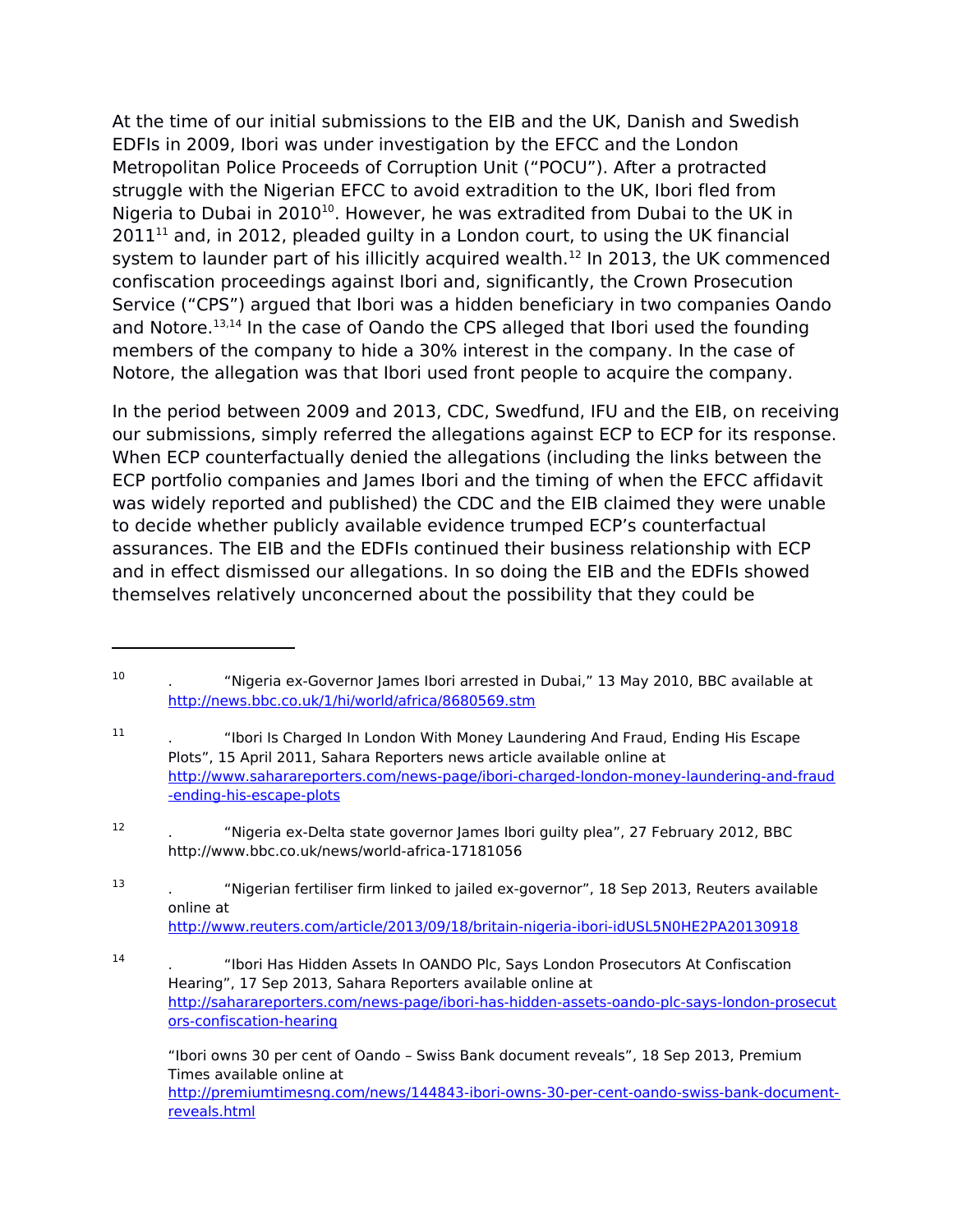At the time of our initial submissions to the EIB and the UK, Danish and Swedish EDFIs in 2009, Ibori was under investigation by the EFCC and the London Metropolitan Police Proceeds of Corruption Unit ("POCU"). After a protracted struggle with the Nigerian EFCC to avoid extradition to the UK, Ibori fled from Nigeria to Dubai in 2010[10]. However, he was extradited from Dubai to the UK in 2011[11] and, in 2012, pleaded guilty in a London court, to using the UK financial system to launder part of his illicitly acquired wealth.[12] In 2013, the UK commenced confiscation proceedings against Ibori and, significantly, the Crown Prosecution Service ("CPS") argued that Ibori was a hidden beneficiary in two companies Oando and Notore.[13,14] In the case of Oando the CPS alleged that Ibori used the founding members of the company to hide a 30% interest in the company. In the case of Notore, the allegation was that Ibori used front people to acquire the company.

In the period between 2009 and 2013, CDC, Swedfund, IFU and the EIB, on receiving our submissions, simply referred the allegations against ECP to ECP for its response. When ECP counterfactually denied the allegations (including the links between the ECP portfolio companies and James Ibori and the timing of when the EFCC affidavit was widely reported and published) the CDC and the EIB claimed they were unable to decide whether publicly available evidence trumped ECP's counterfactual assurances. The EIB and the EDFIs continued their business relationship with ECP and in effect dismissed our allegations. In so doing the EIB and the EDFIs showed themselves relatively unconcerned about the possibility that they could be

---

[10] . "Nigeria ex-Governor James Ibori arrested in Dubai," 13 May 2010, BBC available at http://news.bbc.co.uk/1/hi/world/africa/8680569.stm

[11] . "Ibori Is Charged In London With Money Laundering And Fraud, Ending His Escape Plots", 15 April 2011, Sahara Reporters news article available online at http://www.saharareporters.com/news-page/ibori-charged-london-money-laundering-and-fraud-ending-his-escape-plots

[12] . "Nigeria ex-Delta state governor James Ibori guilty plea", 27 February 2012, BBC http://www.bbc.co.uk/news/world-africa-17181056

[13] . "Nigerian fertiliser firm linked to jailed ex-governor", 18 Sep 2013, Reuters available online at http://www.reuters.com/article/2013/09/18/britain-nigeria-ibori-idUSL5N0HE2PA20130918

[14] . "Ibori Has Hidden Assets In OANDO Plc, Says London Prosecutors At Confiscation Hearing", 17 Sep 2013, Sahara Reporters available online at http://saharareporters.com/news-page/ibori-has-hidden-assets-oando-plc-says-london-prosecutors-confiscation-hearing

"Ibori owns 30 per cent of Oando – Swiss Bank document reveals", 18 Sep 2013, Premium Times available online at http://premiumtimesng.com/news/144843-ibori-owns-30-per-cent-oando-swiss-bank-document-reveals.html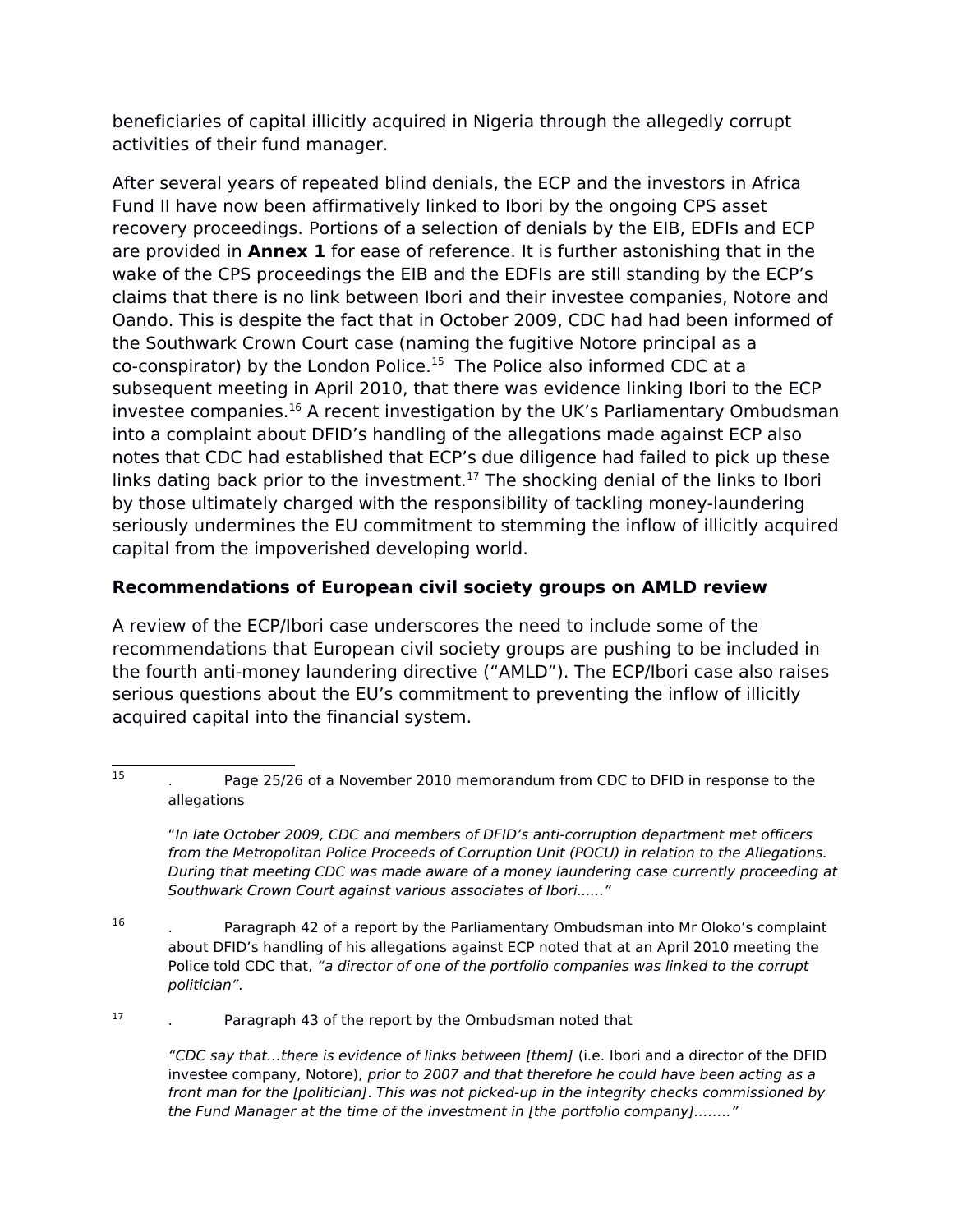beneficiaries of capital illicitly acquired in Nigeria through the allegedly corrupt activities of their fund manager.

After several years of repeated blind denials, the ECP and the investors in Africa Fund II have now been affirmatively linked to Ibori by the ongoing CPS asset recovery proceedings. Portions of a selection of denials by the EIB, EDFIs and ECP are provided in **Annex 1** for ease of reference. It is further astonishing that in the wake of the CPS proceedings the EIB and the EDFIs are still standing by the ECP's claims that there is no link between Ibori and their investee companies, Notore and Oando. This is despite the fact that in October 2009, CDC had had been informed of the Southwark Crown Court case (naming the fugitive Notore principal as a co-conspirator) by the London Police.[15] The Police also informed CDC at a subsequent meeting in April 2010, that there was evidence linking Ibori to the ECP investee companies.[16] A recent investigation by the UK's Parliamentary Ombudsman into a complaint about DFID's handling of the allegations made against ECP also notes that CDC had established that ECP's due diligence had failed to pick up these links dating back prior to the investment.[17] The shocking denial of the links to Ibori by those ultimately charged with the responsibility of tackling money-laundering seriously undermines the EU commitment to stemming the inflow of illicitly acquired capital from the impoverished developing world.

## Recommendations of European civil society groups on AMLD review

A review of the ECP/Ibori case underscores the need to include some of the recommendations that European civil society groups are pushing to be included in the fourth anti-money laundering directive ("AMLD"). The ECP/Ibori case also raises serious questions about the EU's commitment to preventing the inflow of illicitly acquired capital into the financial system.

---

[15] . Page 25/26 of a November 2010 memorandum from CDC to DFID in response to the allegations

"*In late October 2009, CDC and members of DFID's anti-corruption department met officers from the Metropolitan Police Proceeds of Corruption Unit (POCU) in relation to the Allegations. During that meeting CDC was made aware of a money laundering case currently proceeding at Southwark Crown Court against various associates of Ibori......*"

[16] . Paragraph 42 of a report by the Parliamentary Ombudsman into Mr Oloko's complaint about DFID's handling of his allegations against ECP noted that at an April 2010 meeting the Police told CDC that, *"a director of one of the portfolio companies was linked to the corrupt politician"*.

[17] . Paragraph 43 of the report by the Ombudsman noted that

*"CDC say that...there is evidence of links between [them]* (i.e. Ibori and a director of the DFID investee company, Notore), *prior to 2007 and that therefore he could have been acting as a front man for the [politician]. This was not picked-up in the integrity checks commissioned by the Fund Manager at the time of the investment in [the portfolio company]........"*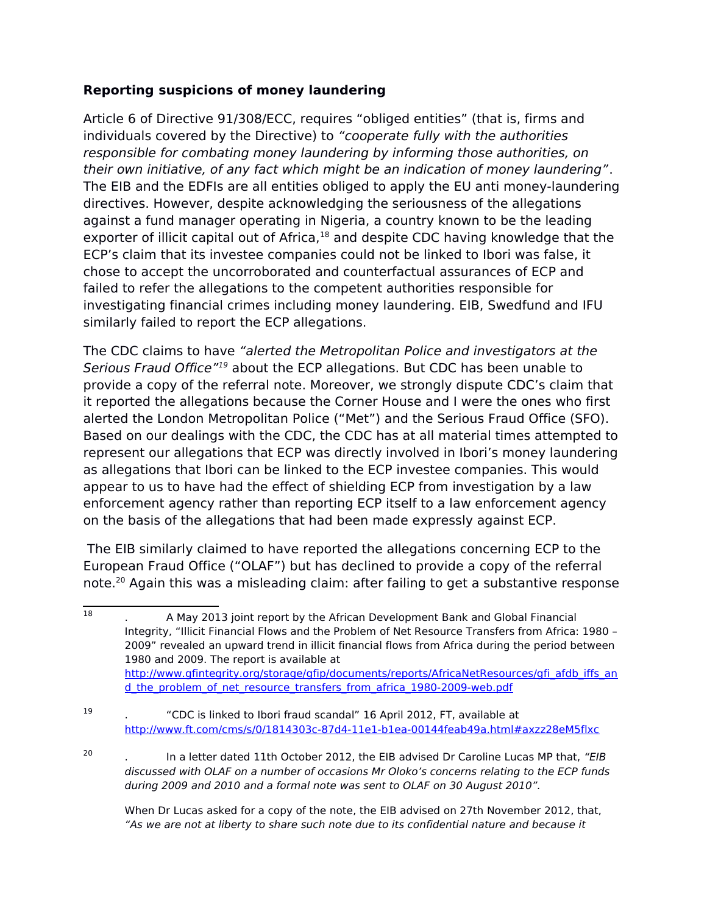**Reporting suspicions of money laundering**

Article 6 of Directive 91/308/ECC, requires "obliged entities" (that is, firms and individuals covered by the Directive) to *"cooperate fully with the authorities responsible for combating money laundering by informing those authorities, on their own initiative, of any fact which might be an indication of money laundering"*. The EIB and the EDFIs are all entities obliged to apply the EU anti money-laundering directives. However, despite acknowledging the seriousness of the allegations against a fund manager operating in Nigeria, a country known to be the leading exporter of illicit capital out of Africa,[18] and despite CDC having knowledge that the ECP's claim that its investee companies could not be linked to Ibori was false, it chose to accept the uncorroborated and counterfactual assurances of ECP and failed to refer the allegations to the competent authorities responsible for investigating financial crimes including money laundering. EIB, Swedfund and IFU similarly failed to report the ECP allegations.

The CDC claims to have *"alerted the Metropolitan Police and investigators at the Serious Fraud Office"*[19] about the ECP allegations. But CDC has been unable to provide a copy of the referral note. Moreover, we strongly dispute CDC's claim that it reported the allegations because the Corner House and I were the ones who first alerted the London Metropolitan Police ("Met") and the Serious Fraud Office (SFO). Based on our dealings with the CDC, the CDC has at all material times attempted to represent our allegations that ECP was directly involved in Ibori's money laundering as allegations that Ibori can be linked to the ECP investee companies. This would appear to us to have had the effect of shielding ECP from investigation by a law enforcement agency rather than reporting ECP itself to a law enforcement agency on the basis of the allegations that had been made expressly against ECP.

The EIB similarly claimed to have reported the allegations concerning ECP to the European Fraud Office ("OLAF") but has declined to provide a copy of the referral note.[20] Again this was a misleading claim: after failing to get a substantive response

---

18. A May 2013 joint report by the African Development Bank and Global Financial Integrity, "Illicit Financial Flows and the Problem of Net Resource Transfers from Africa: 1980 – 2009" revealed an upward trend in illicit financial flows from Africa during the period between 1980 and 2009. The report is available at http://www.gfintegrity.org/storage/gfip/documents/reports/AfricaNetResources/gfi_afdb_iffs_and_the_problem_of_net_resource_transfers_from_africa_1980-2009-web.pdf

19. "CDC is linked to Ibori fraud scandal" 16 April 2012, FT, available at http://www.ft.com/cms/s/0/1814303c-87d4-11e1-b1ea-00144feab49a.html#axzz28eM5flxc

20. In a letter dated 11th October 2012, the EIB advised Dr Caroline Lucas MP that, *"EIB discussed with OLAF on a number of occasions Mr Oloko's concerns relating to the ECP funds during 2009 and 2010 and a formal note was sent to OLAF on 30 August 2010".*

    When Dr Lucas asked for a copy of the note, the EIB advised on 27th November 2012, that, *"As we are not at liberty to share such note due to its confidential nature and because it*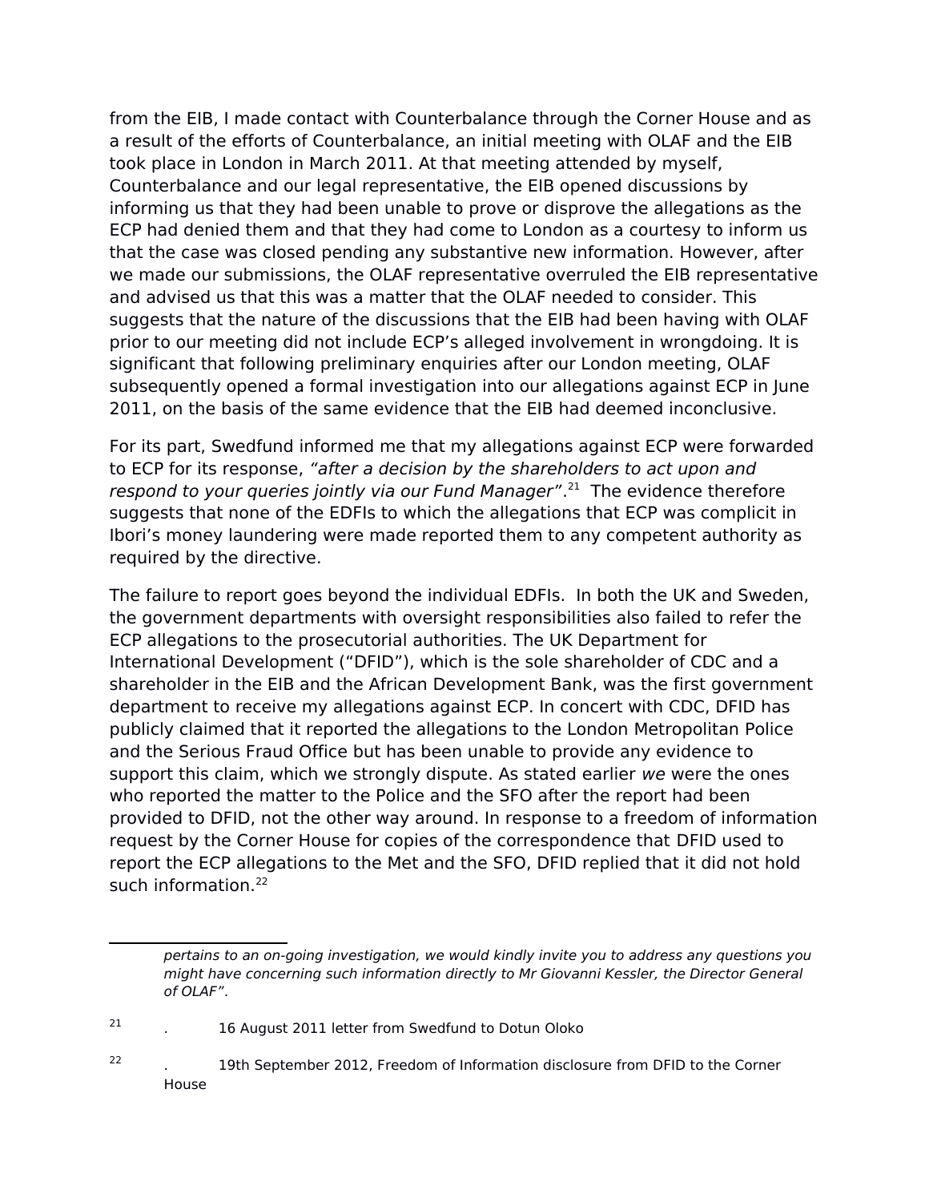from the EIB, I made contact with Counterbalance through the Corner House and as a result of the efforts of Counterbalance, an initial meeting with OLAF and the EIB took place in London in March 2011. At that meeting attended by myself, Counterbalance and our legal representative, the EIB opened discussions by informing us that they had been unable to prove or disprove the allegations as the ECP had denied them and that they had come to London as a courtesy to inform us that the case was closed pending any substantive new information. However, after we made our submissions, the OLAF representative overruled the EIB representative and advised us that this was a matter that the OLAF needed to consider. This suggests that the nature of the discussions that the EIB had been having with OLAF prior to our meeting did not include ECP's alleged involvement in wrongdoing. It is significant that following preliminary enquiries after our London meeting, OLAF subsequently opened a formal investigation into our allegations against ECP in June 2011, on the basis of the same evidence that the EIB had deemed inconclusive.

For its part, Swedfund informed me that my allegations against ECP were forwarded to ECP for its response, *"after a decision by the shareholders to act upon and respond to your queries jointly via our Fund Manager"*.[21] The evidence therefore suggests that none of the EDFIs to which the allegations that ECP was complicit in Ibori's money laundering were made reported them to any competent authority as required by the directive.

The failure to report goes beyond the individual EDFIs. In both the UK and Sweden, the government departments with oversight responsibilities also failed to refer the ECP allegations to the prosecutorial authorities. The UK Department for International Development ("DFID"), which is the sole shareholder of CDC and a shareholder in the EIB and the African Development Bank, was the first government department to receive my allegations against ECP. In concert with CDC, DFID has publicly claimed that it reported the allegations to the London Metropolitan Police and the Serious Fraud Office but has been unable to provide any evidence to support this claim, which we strongly dispute. As stated earlier *we* were the ones who reported the matter to the Police and the SFO after the report had been provided to DFID, not the other way around. In response to a freedom of information request by the Corner House for copies of the correspondence that DFID used to report the ECP allegations to the Met and the SFO, DFID replied that it did not hold such information.[22]

---

*pertains to an on-going investigation, we would kindly invite you to address any questions you might have concerning such information directly to Mr Giovanni Kessler, the Director General of OLAF".*

[21] . 16 August 2011 letter from Swedfund to Dotun Oloko

[22] . 19th September 2012, Freedom of Information disclosure from DFID to the Corner House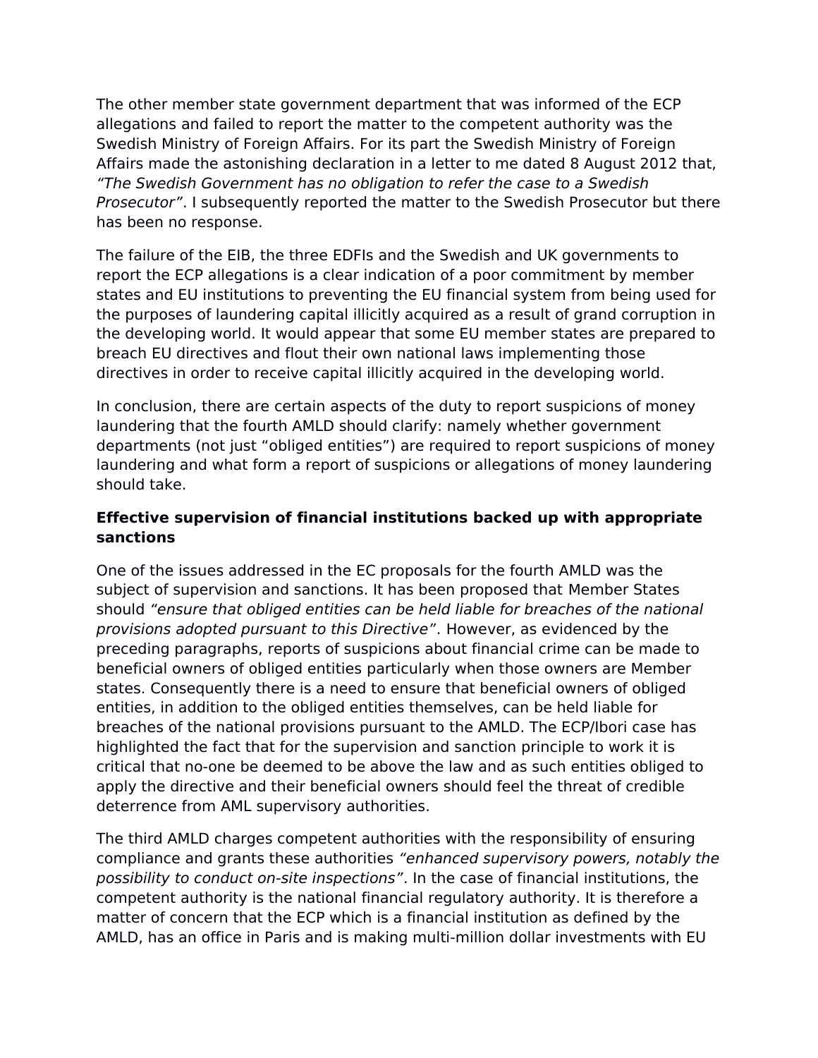The other member state government department that was informed of the ECP allegations and failed to report the matter to the competent authority was the Swedish Ministry of Foreign Affairs. For its part the Swedish Ministry of Foreign Affairs made the astonishing declaration in a letter to me dated 8 August 2012 that, *"The Swedish Government has no obligation to refer the case to a Swedish Prosecutor"*. I subsequently reported the matter to the Swedish Prosecutor but there has been no response.

The failure of the EIB, the three EDFIs and the Swedish and UK governments to report the ECP allegations is a clear indication of a poor commitment by member states and EU institutions to preventing the EU financial system from being used for the purposes of laundering capital illicitly acquired as a result of grand corruption in the developing world. It would appear that some EU member states are prepared to breach EU directives and flout their own national laws implementing those directives in order to receive capital illicitly acquired in the developing world.

In conclusion, there are certain aspects of the duty to report suspicions of money laundering that the fourth AMLD should clarify: namely whether government departments (not just "obliged entities") are required to report suspicions of money laundering and what form a report of suspicions or allegations of money laundering should take.

**Effective supervision of financial institutions backed up with appropriate sanctions**

One of the issues addressed in the EC proposals for the fourth AMLD was the subject of supervision and sanctions. It has been proposed that Member States should *"ensure that obliged entities can be held liable for breaches of the national provisions adopted pursuant to this Directive"*. However, as evidenced by the preceding paragraphs, reports of suspicions about financial crime can be made to beneficial owners of obliged entities particularly when those owners are Member states. Consequently there is a need to ensure that beneficial owners of obliged entities, in addition to the obliged entities themselves, can be held liable for breaches of the national provisions pursuant to the AMLD. The ECP/Ibori case has highlighted the fact that for the supervision and sanction principle to work it is critical that no-one be deemed to be above the law and as such entities obliged to apply the directive and their beneficial owners should feel the threat of credible deterrence from AML supervisory authorities.

The third AMLD charges competent authorities with the responsibility of ensuring compliance and grants these authorities *"enhanced supervisory powers, notably the possibility to conduct on-site inspections"*. In the case of financial institutions, the competent authority is the national financial regulatory authority. It is therefore a matter of concern that the ECP which is a financial institution as defined by the AMLD, has an office in Paris and is making multi-million dollar investments with EU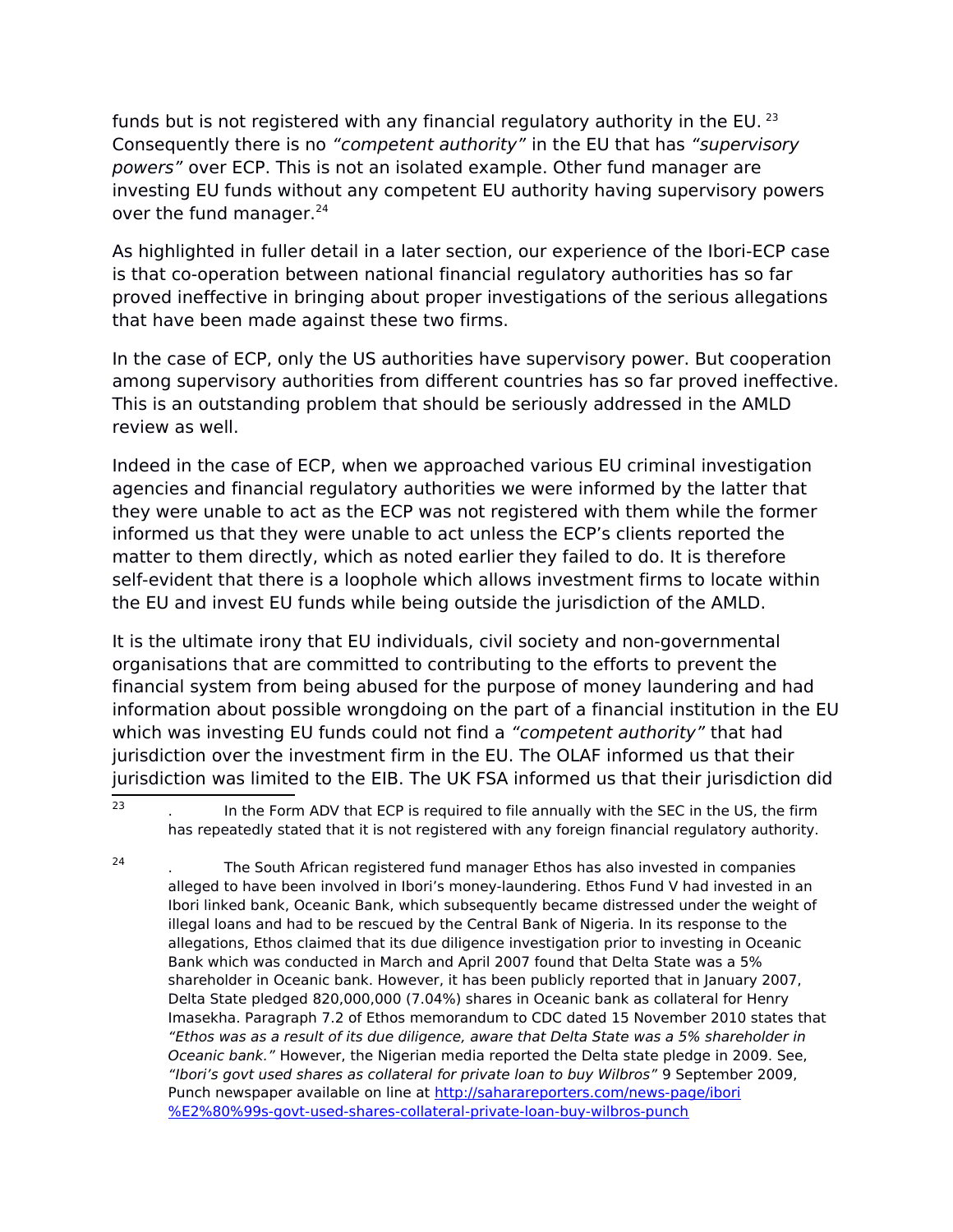funds but is not registered with any financial regulatory authority in the EU. [23] Consequently there is no *"competent authority"* in the EU that has *"supervisory powers"* over ECP. This is not an isolated example. Other fund manager are investing EU funds without any competent EU authority having supervisory powers over the fund manager.[24]

As highlighted in fuller detail in a later section, our experience of the Ibori-ECP case is that co-operation between national financial regulatory authorities has so far proved ineffective in bringing about proper investigations of the serious allegations that have been made against these two firms.

In the case of ECP, only the US authorities have supervisory power. But cooperation among supervisory authorities from different countries has so far proved ineffective. This is an outstanding problem that should be seriously addressed in the AMLD review as well.

Indeed in the case of ECP, when we approached various EU criminal investigation agencies and financial regulatory authorities we were informed by the latter that they were unable to act as the ECP was not registered with them while the former informed us that they were unable to act unless the ECP's clients reported the matter to them directly, which as noted earlier they failed to do. It is therefore self-evident that there is a loophole which allows investment firms to locate within the EU and invest EU funds while being outside the jurisdiction of the AMLD.

It is the ultimate irony that EU individuals, civil society and non-governmental organisations that are committed to contributing to the efforts to prevent the financial system from being abused for the purpose of money laundering and had information about possible wrongdoing on the part of a financial institution in the EU which was investing EU funds could not find a *"competent authority"* that had jurisdiction over the investment firm in the EU. The OLAF informed us that their jurisdiction was limited to the EIB. The UK FSA informed us that their jurisdiction did

---

[23] . In the Form ADV that ECP is required to file annually with the SEC in the US, the firm has repeatedly stated that it is not registered with any foreign financial regulatory authority.

[24] . The South African registered fund manager Ethos has also invested in companies alleged to have been involved in Ibori's money-laundering. Ethos Fund V had invested in an Ibori linked bank, Oceanic Bank, which subsequently became distressed under the weight of illegal loans and had to be rescued by the Central Bank of Nigeria. In its response to the allegations, Ethos claimed that its due diligence investigation prior to investing in Oceanic Bank which was conducted in March and April 2007 found that Delta State was a 5% shareholder in Oceanic bank. However, it has been publicly reported that in January 2007, Delta State pledged 820,000,000 (7.04%) shares in Oceanic bank as collateral for Henry Imasekha. Paragraph 7.2 of Ethos memorandum to CDC dated 15 November 2010 states that *"Ethos was as a result of its due diligence, aware that Delta State was a 5% shareholder in Oceanic bank."* However, the Nigerian media reported the Delta state pledge in 2009. See, *"Ibori's govt used shares as collateral for private loan to buy Wilbros"* 9 September 2009, Punch newspaper available on line at [http://saharareporters.com/news-page/ibori%E2%80%99s-govt-used-shares-collateral-private-loan-buy-wilbros-punch](http://saharareporters.com/news-page/ibori%E2%80%99s-govt-used-shares-collateral-private-loan-buy-wilbros-punch)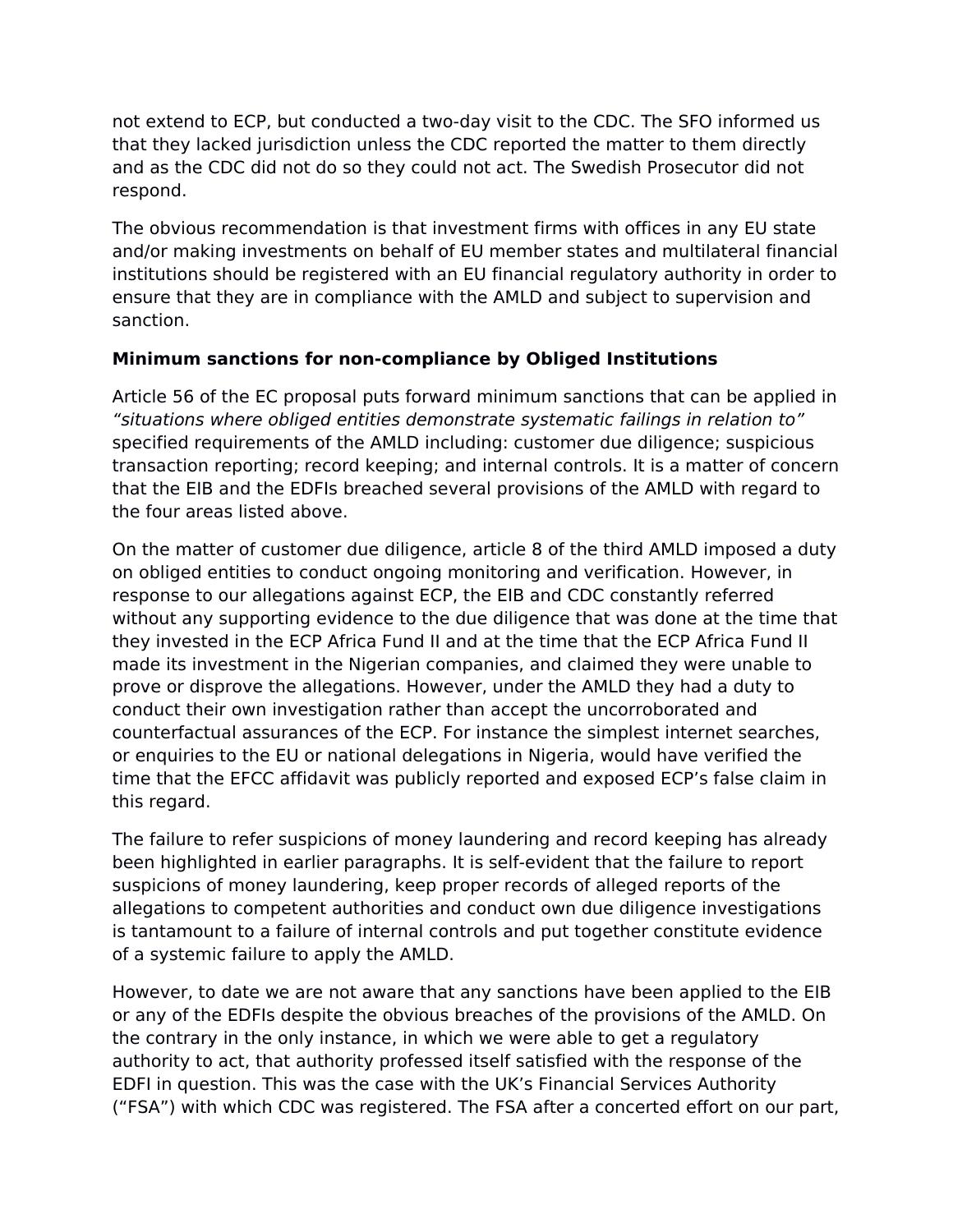not extend to ECP, but conducted a two-day visit to the CDC. The SFO informed us that they lacked jurisdiction unless the CDC reported the matter to them directly and as the CDC did not do so they could not act. The Swedish Prosecutor did not respond.

The obvious recommendation is that investment firms with offices in any EU state and/or making investments on behalf of EU member states and multilateral financial institutions should be registered with an EU financial regulatory authority in order to ensure that they are in compliance with the AMLD and subject to supervision and sanction.

**Minimum sanctions for non-compliance by Obliged Institutions**

Article 56 of the EC proposal puts forward minimum sanctions that can be applied in *"situations where obliged entities demonstrate systematic failings in relation to"* specified requirements of the AMLD including: customer due diligence; suspicious transaction reporting; record keeping; and internal controls. It is a matter of concern that the EIB and the EDFIs breached several provisions of the AMLD with regard to the four areas listed above.

On the matter of customer due diligence, article 8 of the third AMLD imposed a duty on obliged entities to conduct ongoing monitoring and verification. However, in response to our allegations against ECP, the EIB and CDC constantly referred without any supporting evidence to the due diligence that was done at the time that they invested in the ECP Africa Fund II and at the time that the ECP Africa Fund II made its investment in the Nigerian companies, and claimed they were unable to prove or disprove the allegations. However, under the AMLD they had a duty to conduct their own investigation rather than accept the uncorroborated and counterfactual assurances of the ECP. For instance the simplest internet searches, or enquiries to the EU or national delegations in Nigeria, would have verified the time that the EFCC affidavit was publicly reported and exposed ECP's false claim in this regard.

The failure to refer suspicions of money laundering and record keeping has already been highlighted in earlier paragraphs. It is self-evident that the failure to report suspicions of money laundering, keep proper records of alleged reports of the allegations to competent authorities and conduct own due diligence investigations is tantamount to a failure of internal controls and put together constitute evidence of a systemic failure to apply the AMLD.

However, to date we are not aware that any sanctions have been applied to the EIB or any of the EDFIs despite the obvious breaches of the provisions of the AMLD. On the contrary in the only instance, in which we were able to get a regulatory authority to act, that authority professed itself satisfied with the response of the EDFI in question. This was the case with the UK's Financial Services Authority ("FSA") with which CDC was registered. The FSA after a concerted effort on our part,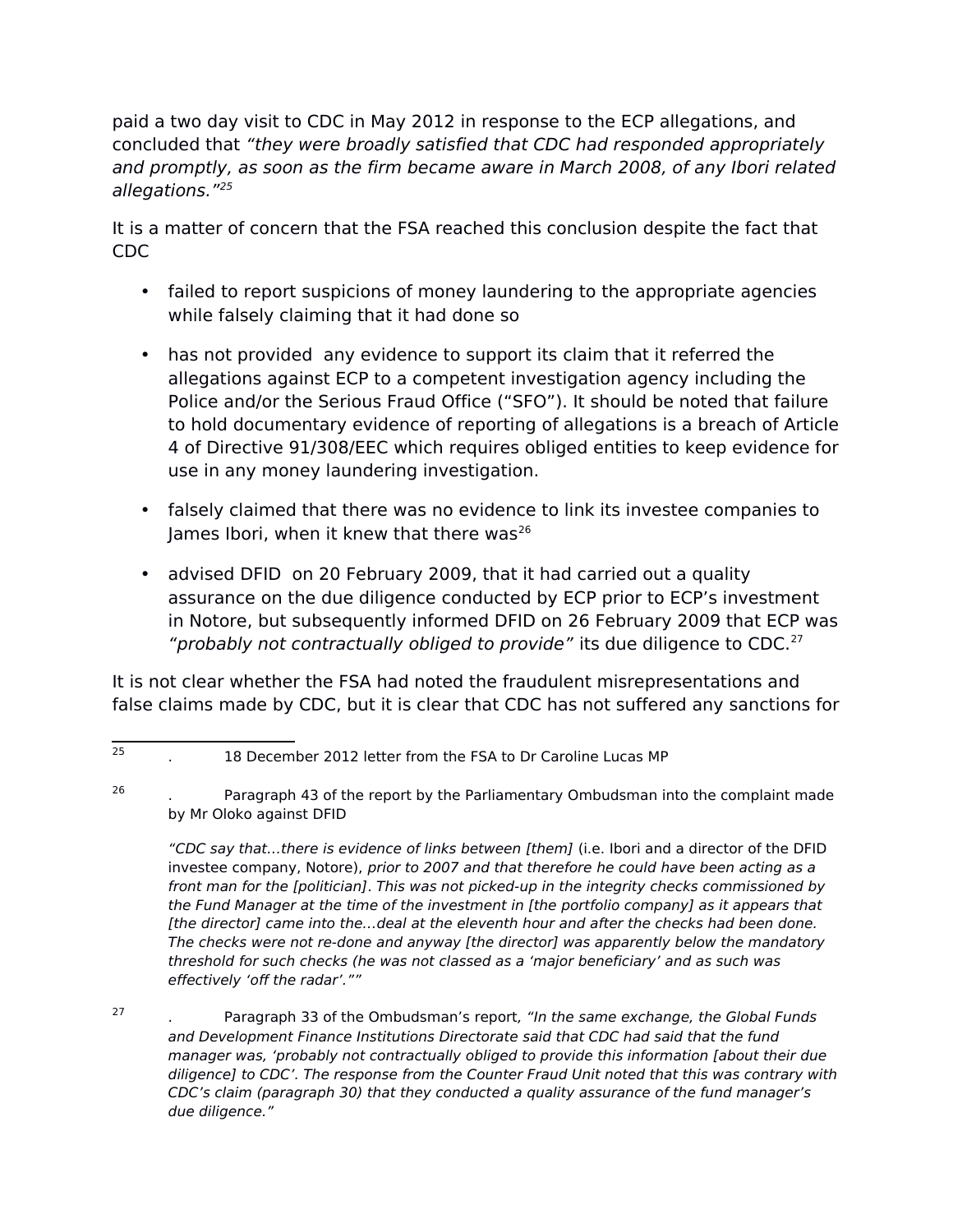paid a two day visit to CDC in May 2012 in response to the ECP allegations, and concluded that *"they were broadly satisfied that CDC had responded appropriately and promptly, as soon as the firm became aware in March 2008, of any Ibori related allegations."*[25]

It is a matter of concern that the FSA reached this conclusion despite the fact that CDC

- failed to report suspicions of money laundering to the appropriate agencies while falsely claiming that it had done so
- has not provided any evidence to support its claim that it referred the allegations against ECP to a competent investigation agency including the Police and/or the Serious Fraud Office ("SFO"). It should be noted that failure to hold documentary evidence of reporting of allegations is a breach of Article 4 of Directive 91/308/EEC which requires obliged entities to keep evidence for use in any money laundering investigation.
- falsely claimed that there was no evidence to link its investee companies to James Ibori, when it knew that there was[26]
- advised DFID on 20 February 2009, that it had carried out a quality assurance on the due diligence conducted by ECP prior to ECP's investment in Notore, but subsequently informed DFID on 26 February 2009 that ECP was *"probably not contractually obliged to provide"* its due diligence to CDC.[27]

It is not clear whether the FSA had noted the fraudulent misrepresentations and false claims made by CDC, but it is clear that CDC has not suffered any sanctions for

---

[25] . 18 December 2012 letter from the FSA to Dr Caroline Lucas MP

[26] . Paragraph 43 of the report by the Parliamentary Ombudsman into the complaint made by Mr Oloko against DFID

*"CDC say that…there is evidence of links between [them]* (i.e. Ibori and a director of the DFID investee company, Notore), *prior to 2007 and that therefore he could have been acting as a front man for the [politician]. This was not picked-up in the integrity checks commissioned by the Fund Manager at the time of the investment in [the portfolio company] as it appears that [the director] came into the…deal at the eleventh hour and after the checks had been done. The checks were not re-done and anyway [the director] was apparently below the mandatory threshold for such checks (he was not classed as a 'major beneficiary' and as such was effectively 'off the radar'.""*

[27] . Paragraph 33 of the Ombudsman's report*, "In the same exchange, the Global Funds and Development Finance Institutions Directorate said that CDC had said that the fund manager was, 'probably not contractually obliged to provide this information [about their due diligence] to CDC'. The response from the Counter Fraud Unit noted that this was contrary with CDC's claim (paragraph 30) that they conducted a quality assurance of the fund manager's due diligence."*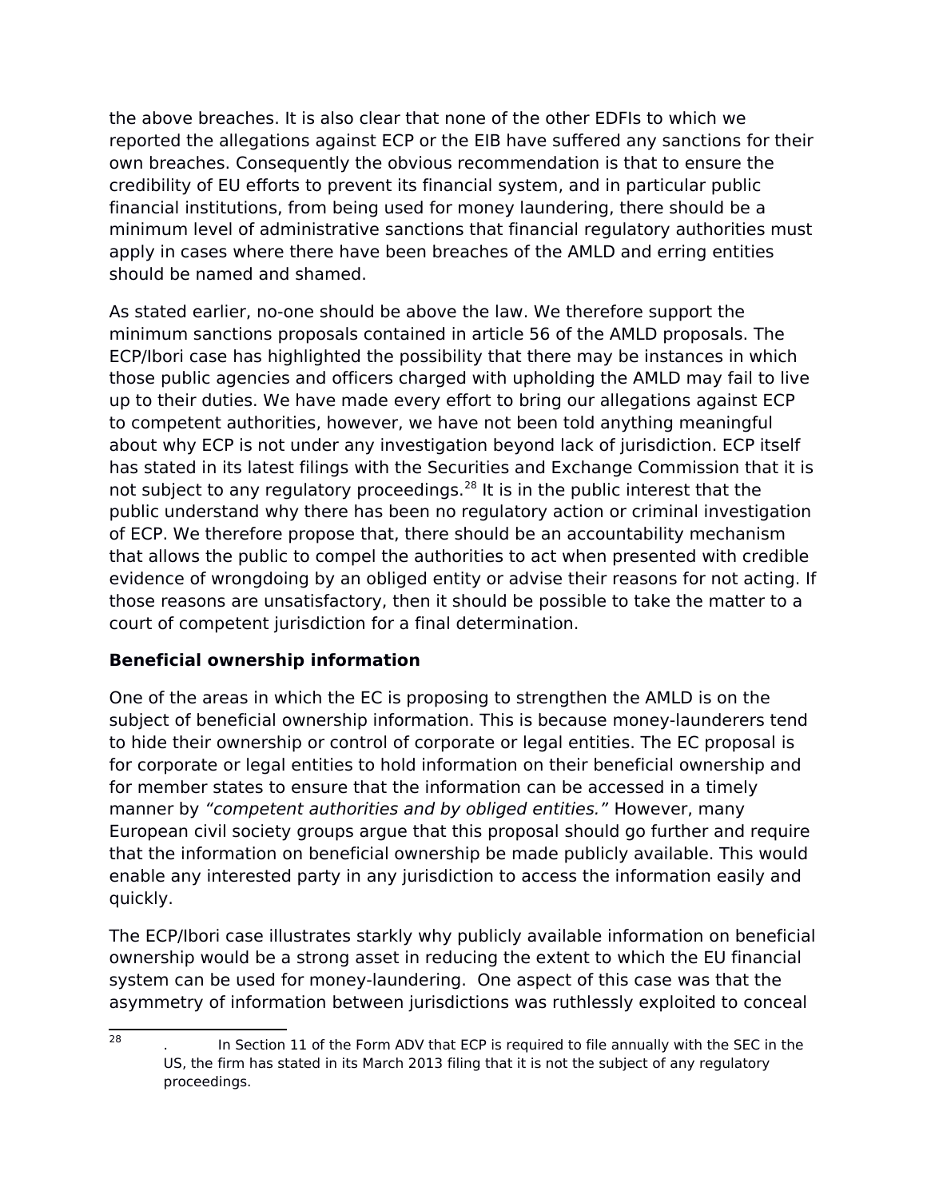the above breaches. It is also clear that none of the other EDFIs to which we reported the allegations against ECP or the EIB have suffered any sanctions for their own breaches. Consequently the obvious recommendation is that to ensure the credibility of EU efforts to prevent its financial system, and in particular public financial institutions, from being used for money laundering, there should be a minimum level of administrative sanctions that financial regulatory authorities must apply in cases where there have been breaches of the AMLD and erring entities should be named and shamed.

As stated earlier, no-one should be above the law. We therefore support the minimum sanctions proposals contained in article 56 of the AMLD proposals. The ECP/Ibori case has highlighted the possibility that there may be instances in which those public agencies and officers charged with upholding the AMLD may fail to live up to their duties. We have made every effort to bring our allegations against ECP to competent authorities, however, we have not been told anything meaningful about why ECP is not under any investigation beyond lack of jurisdiction. ECP itself has stated in its latest filings with the Securities and Exchange Commission that it is not subject to any regulatory proceedings.[28] It is in the public interest that the public understand why there has been no regulatory action or criminal investigation of ECP. We therefore propose that, there should be an accountability mechanism that allows the public to compel the authorities to act when presented with credible evidence of wrongdoing by an obliged entity or advise their reasons for not acting. If those reasons are unsatisfactory, then it should be possible to take the matter to a court of competent jurisdiction for a final determination.

**Beneficial ownership information**

One of the areas in which the EC is proposing to strengthen the AMLD is on the subject of beneficial ownership information. This is because money-launderers tend to hide their ownership or control of corporate or legal entities. The EC proposal is for corporate or legal entities to hold information on their beneficial ownership and for member states to ensure that the information can be accessed in a timely manner by *"competent authorities and by obliged entities."* However, many European civil society groups argue that this proposal should go further and require that the information on beneficial ownership be made publicly available. This would enable any interested party in any jurisdiction to access the information easily and quickly.

The ECP/Ibori case illustrates starkly why publicly available information on beneficial ownership would be a strong asset in reducing the extent to which the EU financial system can be used for money-laundering. One aspect of this case was that the asymmetry of information between jurisdictions was ruthlessly exploited to conceal

---

[28] . In Section 11 of the Form ADV that ECP is required to file annually with the SEC in the US, the firm has stated in its March 2013 filing that it is not the subject of any regulatory proceedings.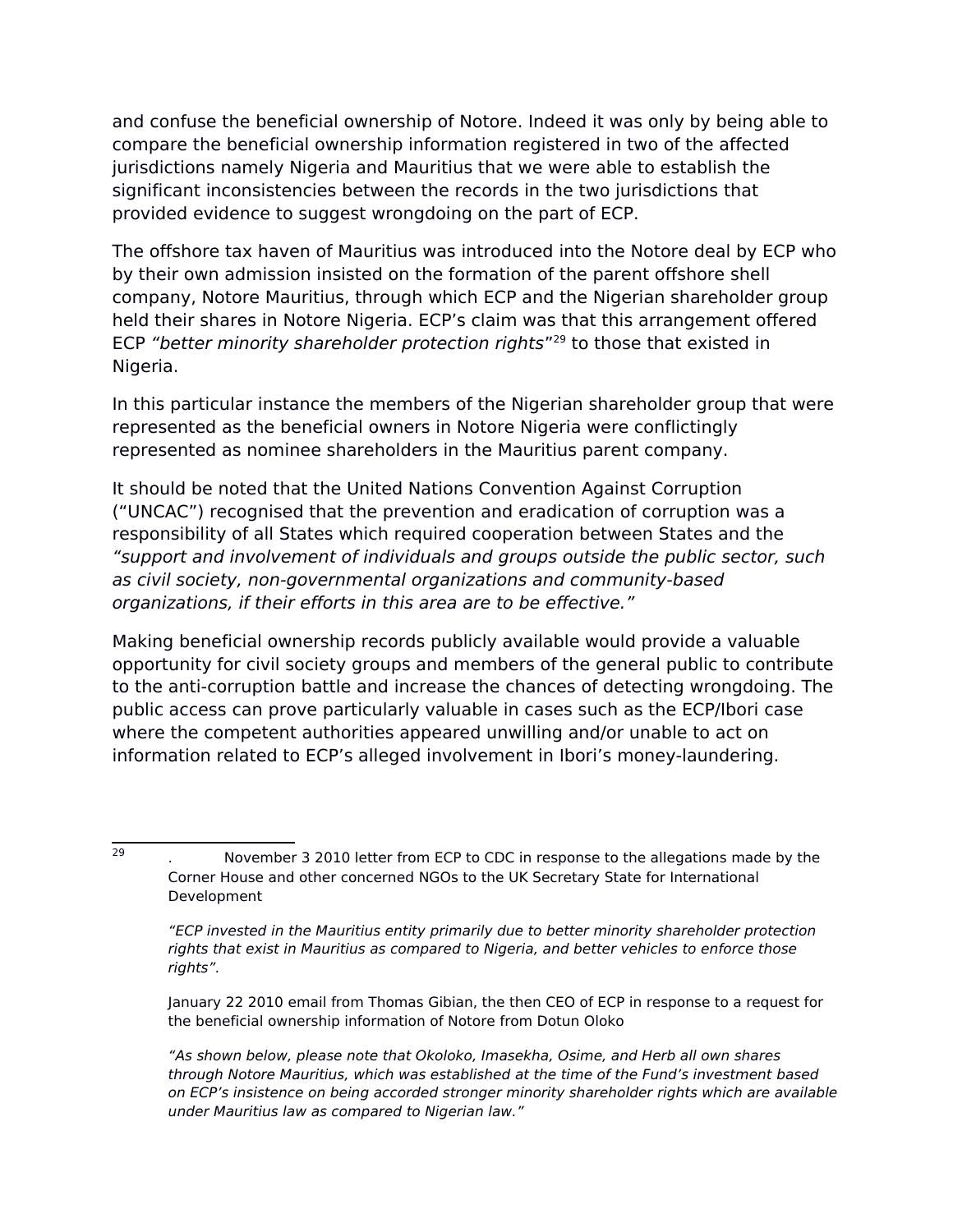and confuse the beneficial ownership of Notore. Indeed it was only by being able to compare the beneficial ownership information registered in two of the affected jurisdictions namely Nigeria and Mauritius that we were able to establish the significant inconsistencies between the records in the two jurisdictions that provided evidence to suggest wrongdoing on the part of ECP.

The offshore tax haven of Mauritius was introduced into the Notore deal by ECP who by their own admission insisted on the formation of the parent offshore shell company, Notore Mauritius, through which ECP and the Nigerian shareholder group held their shares in Notore Nigeria. ECP's claim was that this arrangement offered ECP *"better minority shareholder protection rights"*[29] to those that existed in Nigeria.

In this particular instance the members of the Nigerian shareholder group that were represented as the beneficial owners in Notore Nigeria were conflictingly represented as nominee shareholders in the Mauritius parent company.

It should be noted that the United Nations Convention Against Corruption ("UNCAC") recognised that the prevention and eradication of corruption was a responsibility of all States which required cooperation between States and the *"support and involvement of individuals and groups outside the public sector, such as civil society, non-governmental organizations and community-based organizations, if their efforts in this area are to be effective."*

Making beneficial ownership records publicly available would provide a valuable opportunity for civil society groups and members of the general public to contribute to the anti-corruption battle and increase the chances of detecting wrongdoing. The public access can prove particularly valuable in cases such as the ECP/Ibori case where the competent authorities appeared unwilling and/or unable to act on information related to ECP's alleged involvement in Ibori's money-laundering.

---

[29] . November 3 2010 letter from ECP to CDC in response to the allegations made by the Corner House and other concerned NGOs to the UK Secretary State for International Development

*"ECP invested in the Mauritius entity primarily due to better minority shareholder protection rights that exist in Mauritius as compared to Nigeria, and better vehicles to enforce those rights".*

January 22 2010 email from Thomas Gibian, the then CEO of ECP in response to a request for the beneficial ownership information of Notore from Dotun Oloko

*"As shown below, please note that Okoloko, Imasekha, Osime, and Herb all own shares through Notore Mauritius, which was established at the time of the Fund's investment based on ECP's insistence on being accorded stronger minority shareholder rights which are available under Mauritius law as compared to Nigerian law."*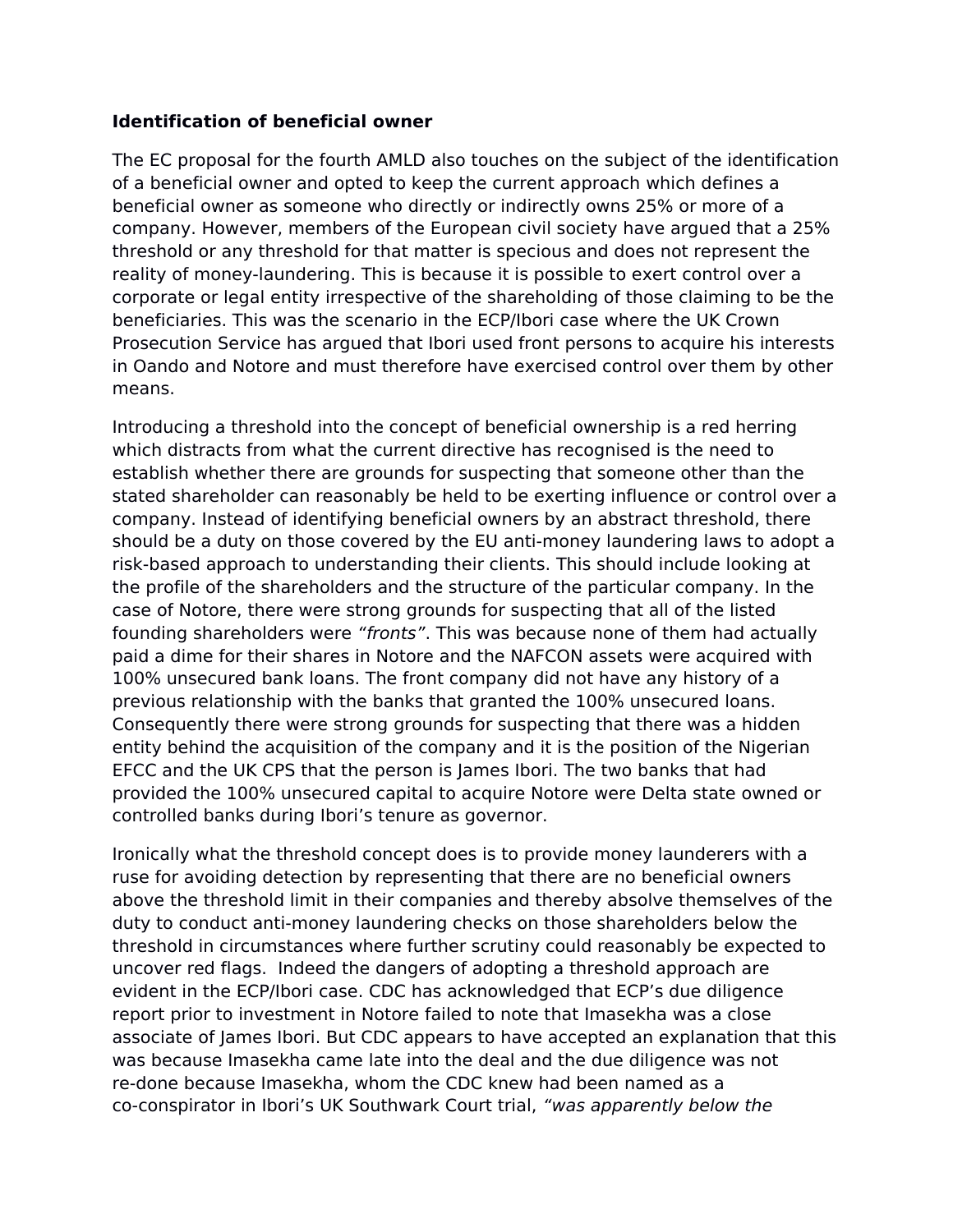**Identification of beneficial owner**

The EC proposal for the fourth AMLD also touches on the subject of the identification of a beneficial owner and opted to keep the current approach which defines a beneficial owner as someone who directly or indirectly owns 25% or more of a company. However, members of the European civil society have argued that a 25% threshold or any threshold for that matter is specious and does not represent the reality of money-laundering. This is because it is possible to exert control over a corporate or legal entity irrespective of the shareholding of those claiming to be the beneficiaries. This was the scenario in the ECP/Ibori case where the UK Crown Prosecution Service has argued that Ibori used front persons to acquire his interests in Oando and Notore and must therefore have exercised control over them by other means.

Introducing a threshold into the concept of beneficial ownership is a red herring which distracts from what the current directive has recognised is the need to establish whether there are grounds for suspecting that someone other than the stated shareholder can reasonably be held to be exerting influence or control over a company. Instead of identifying beneficial owners by an abstract threshold, there should be a duty on those covered by the EU anti-money laundering laws to adopt a risk-based approach to understanding their clients. This should include looking at the profile of the shareholders and the structure of the particular company. In the case of Notore, there were strong grounds for suspecting that all of the listed founding shareholders were *"fronts"*. This was because none of them had actually paid a dime for their shares in Notore and the NAFCON assets were acquired with 100% unsecured bank loans. The front company did not have any history of a previous relationship with the banks that granted the 100% unsecured loans. Consequently there were strong grounds for suspecting that there was a hidden entity behind the acquisition of the company and it is the position of the Nigerian EFCC and the UK CPS that the person is James Ibori. The two banks that had provided the 100% unsecured capital to acquire Notore were Delta state owned or controlled banks during Ibori's tenure as governor.

Ironically what the threshold concept does is to provide money launderers with a ruse for avoiding detection by representing that there are no beneficial owners above the threshold limit in their companies and thereby absolve themselves of the duty to conduct anti-money laundering checks on those shareholders below the threshold in circumstances where further scrutiny could reasonably be expected to uncover red flags. Indeed the dangers of adopting a threshold approach are evident in the ECP/Ibori case. CDC has acknowledged that ECP's due diligence report prior to investment in Notore failed to note that Imasekha was a close associate of James Ibori. But CDC appears to have accepted an explanation that this was because Imasekha came late into the deal and the due diligence was not re-done because Imasekha, whom the CDC knew had been named as a co-conspirator in Ibori's UK Southwark Court trial, *"was apparently below the*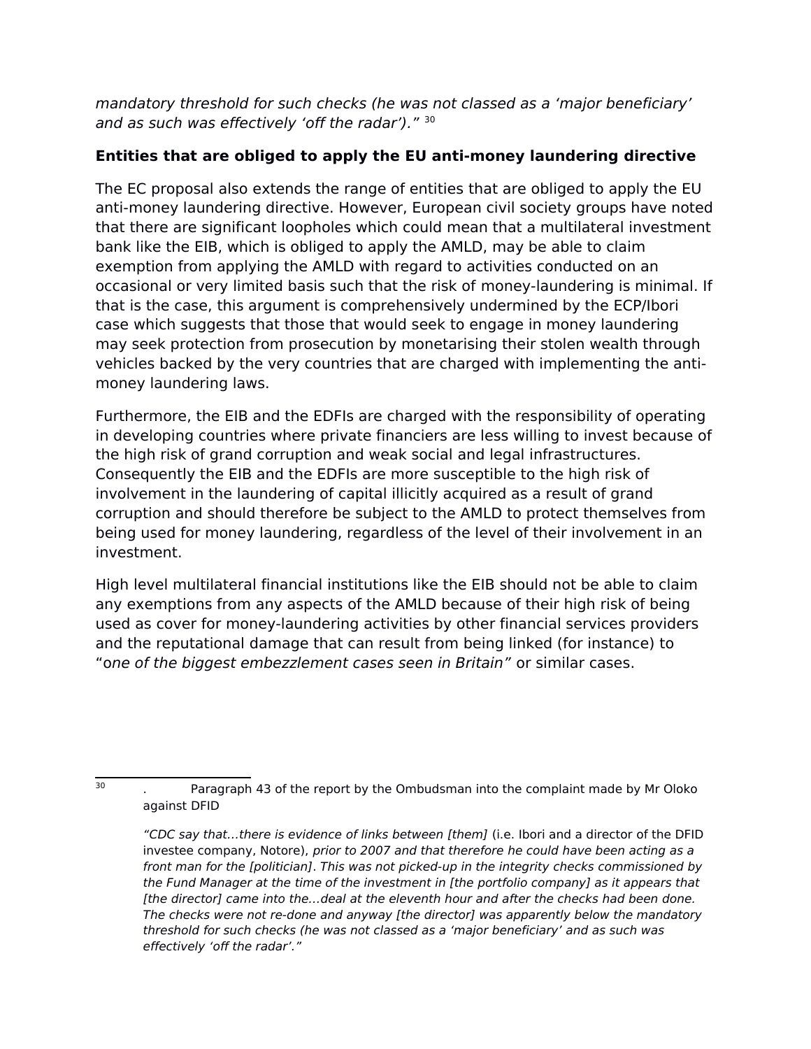*mandatory threshold for such checks (he was not classed as a 'major beneficiary' and as such was effectively 'off the radar')."* [30]

**Entities that are obliged to apply the EU anti-money laundering directive**

The EC proposal also extends the range of entities that are obliged to apply the EU anti-money laundering directive. However, European civil society groups have noted that there are significant loopholes which could mean that a multilateral investment bank like the EIB, which is obliged to apply the AMLD, may be able to claim exemption from applying the AMLD with regard to activities conducted on an occasional or very limited basis such that the risk of money-laundering is minimal. If that is the case, this argument is comprehensively undermined by the ECP/Ibori case which suggests that those that would seek to engage in money laundering may seek protection from prosecution by monetarising their stolen wealth through vehicles backed by the very countries that are charged with implementing the anti-money laundering laws.

Furthermore, the EIB and the EDFIs are charged with the responsibility of operating in developing countries where private financiers are less willing to invest because of the high risk of grand corruption and weak social and legal infrastructures. Consequently the EIB and the EDFIs are more susceptible to the high risk of involvement in the laundering of capital illicitly acquired as a result of grand corruption and should therefore be subject to the AMLD to protect themselves from being used for money laundering, regardless of the level of their involvement in an investment.

High level multilateral financial institutions like the EIB should not be able to claim any exemptions from any aspects of the AMLD because of their high risk of being used as cover for money-laundering activities by other financial services providers and the reputational damage that can result from being linked (for instance) to "*one of the biggest embezzlement cases seen in Britain"* or similar cases.

---

[30] . Paragraph 43 of the report by the Ombudsman into the complaint made by Mr Oloko against DFID

*"CDC say that…there is evidence of links between [them]* (i.e. Ibori and a director of the DFID investee company, Notore), *prior to 2007 and that therefore he could have been acting as a front man for the [politician]. This was not picked-up in the integrity checks commissioned by the Fund Manager at the time of the investment in [the portfolio company] as it appears that [the director] came into the…deal at the eleventh hour and after the checks had been done. The checks were not re-done and anyway [the director] was apparently below the mandatory threshold for such checks (he was not classed as a 'major beneficiary' and as such was effectively 'off the radar'."*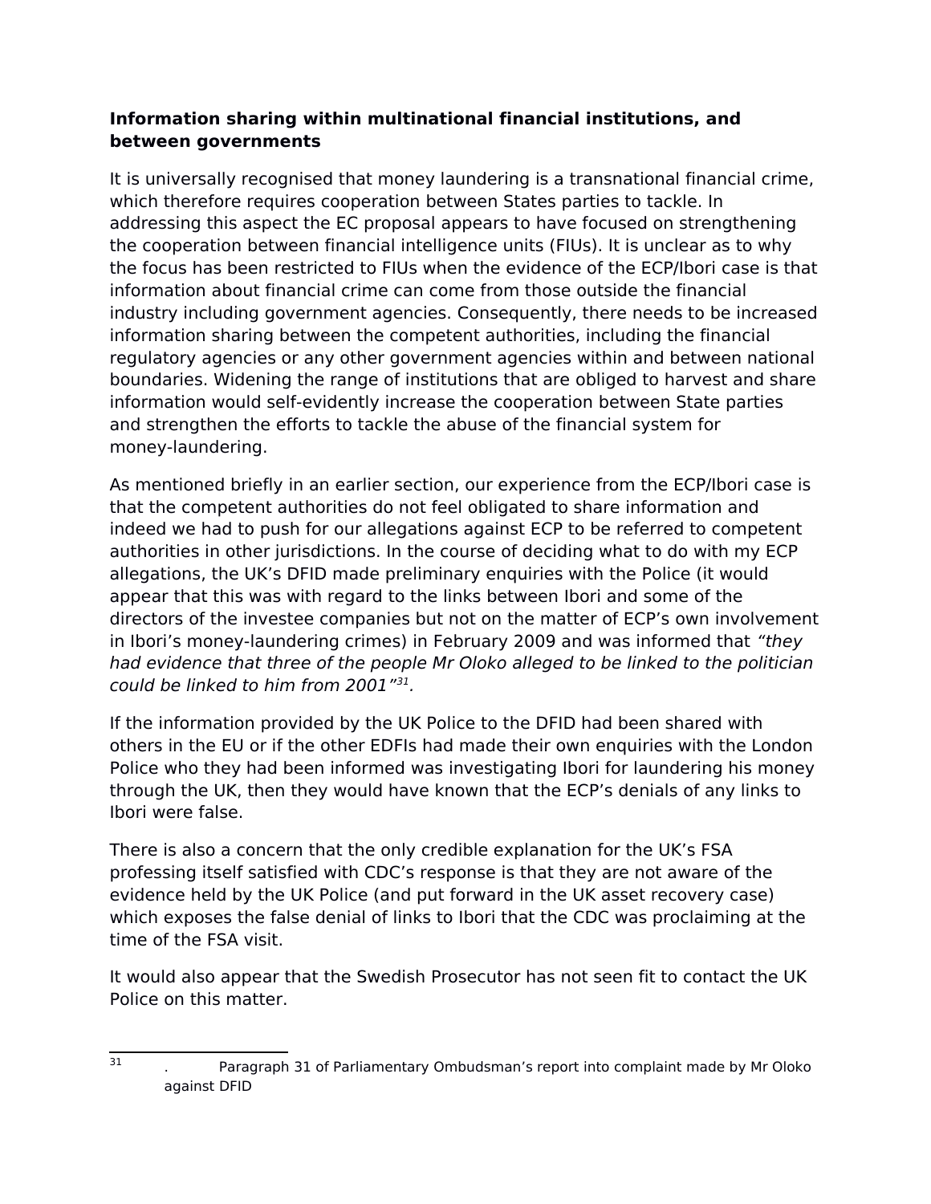**Information sharing within multinational financial institutions, and between governments**

It is universally recognised that money laundering is a transnational financial crime, which therefore requires cooperation between States parties to tackle. In addressing this aspect the EC proposal appears to have focused on strengthening the cooperation between financial intelligence units (FIUs). It is unclear as to why the focus has been restricted to FIUs when the evidence of the ECP/Ibori case is that information about financial crime can come from those outside the financial industry including government agencies. Consequently, there needs to be increased information sharing between the competent authorities, including the financial regulatory agencies or any other government agencies within and between national boundaries. Widening the range of institutions that are obliged to harvest and share information would self-evidently increase the cooperation between State parties and strengthen the efforts to tackle the abuse of the financial system for money-laundering.

As mentioned briefly in an earlier section, our experience from the ECP/Ibori case is that the competent authorities do not feel obligated to share information and indeed we had to push for our allegations against ECP to be referred to competent authorities in other jurisdictions. In the course of deciding what to do with my ECP allegations, the UK's DFID made preliminary enquiries with the Police (it would appear that this was with regard to the links between Ibori and some of the directors of the investee companies but not on the matter of ECP's own involvement in Ibori's money-laundering crimes) in February 2009 and was informed that *"they had evidence that three of the people Mr Oloko alleged to be linked to the politician could be linked to him from 2001"*[31].

If the information provided by the UK Police to the DFID had been shared with others in the EU or if the other EDFIs had made their own enquiries with the London Police who they had been informed was investigating Ibori for laundering his money through the UK, then they would have known that the ECP's denials of any links to Ibori were false.

There is also a concern that the only credible explanation for the UK's FSA professing itself satisfied with CDC's response is that they are not aware of the evidence held by the UK Police (and put forward in the UK asset recovery case) which exposes the false denial of links to Ibori that the CDC was proclaiming at the time of the FSA visit.

It would also appear that the Swedish Prosecutor has not seen fit to contact the UK Police on this matter.

---

[31] . Paragraph 31 of Parliamentary Ombudsman's report into complaint made by Mr Oloko against DFID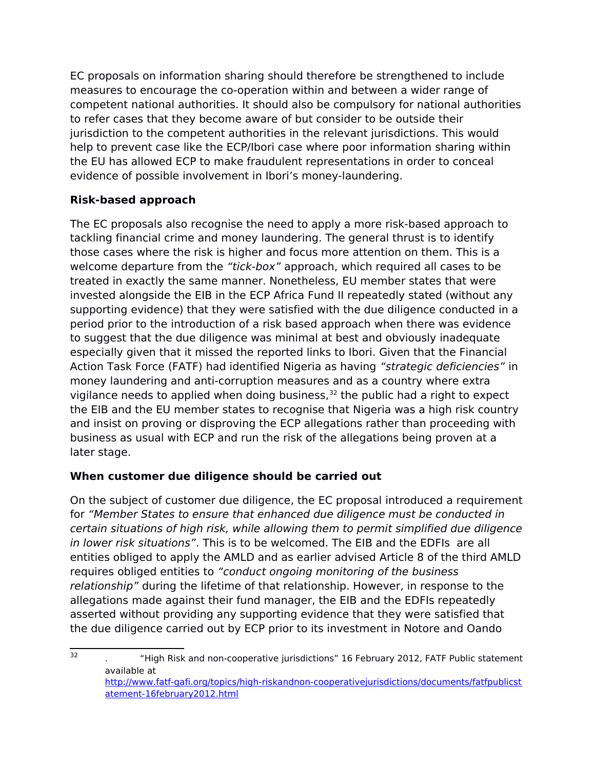EC proposals on information sharing should therefore be strengthened to include measures to encourage the co-operation within and between a wider range of competent national authorities. It should also be compulsory for national authorities to refer cases that they become aware of but consider to be outside their jurisdiction to the competent authorities in the relevant jurisdictions. This would help to prevent case like the ECP/Ibori case where poor information sharing within the EU has allowed ECP to make fraudulent representations in order to conceal evidence of possible involvement in Ibori's money-laundering.

**Risk-based approach**

The EC proposals also recognise the need to apply a more risk-based approach to tackling financial crime and money laundering. The general thrust is to identify those cases where the risk is higher and focus more attention on them. This is a welcome departure from the *"tick-box"* approach, which required all cases to be treated in exactly the same manner. Nonetheless, EU member states that were invested alongside the EIB in the ECP Africa Fund II repeatedly stated (without any supporting evidence) that they were satisfied with the due diligence conducted in a period prior to the introduction of a risk based approach when there was evidence to suggest that the due diligence was minimal at best and obviously inadequate especially given that it missed the reported links to Ibori. Given that the Financial Action Task Force (FATF) had identified Nigeria as having *"strategic deficiencies"* in money laundering and anti-corruption measures and as a country where extra vigilance needs to applied when doing business,[32] the public had a right to expect the EIB and the EU member states to recognise that Nigeria was a high risk country and insist on proving or disproving the ECP allegations rather than proceeding with business as usual with ECP and run the risk of the allegations being proven at a later stage.

**When customer due diligence should be carried out**

On the subject of customer due diligence, the EC proposal introduced a requirement for *"Member States to ensure that enhanced due diligence must be conducted in certain situations of high risk, while allowing them to permit simplified due diligence in lower risk situations"*. This is to be welcomed. The EIB and the EDFIs are all entities obliged to apply the AMLD and as earlier advised Article 8 of the third AMLD requires obliged entities to *"conduct ongoing monitoring of the business relationship"* during the lifetime of that relationship. However, in response to the allegations made against their fund manager, the EIB and the EDFIs repeatedly asserted without providing any supporting evidence that they were satisfied that the due diligence carried out by ECP prior to its investment in Notore and Oando

---

[32] . "High Risk and non-cooperative jurisdictions" 16 February 2012, FATF Public statement available at [http://www.fatf-gafi.org/topics/high-riskandnon-cooperativejurisdictions/documents/fatfpublicstatement-16february2012.html](http://www.fatf-gafi.org/topics/high-riskandnon-cooperativejurisdictions/documents/fatfpublicstatement-16february2012.html)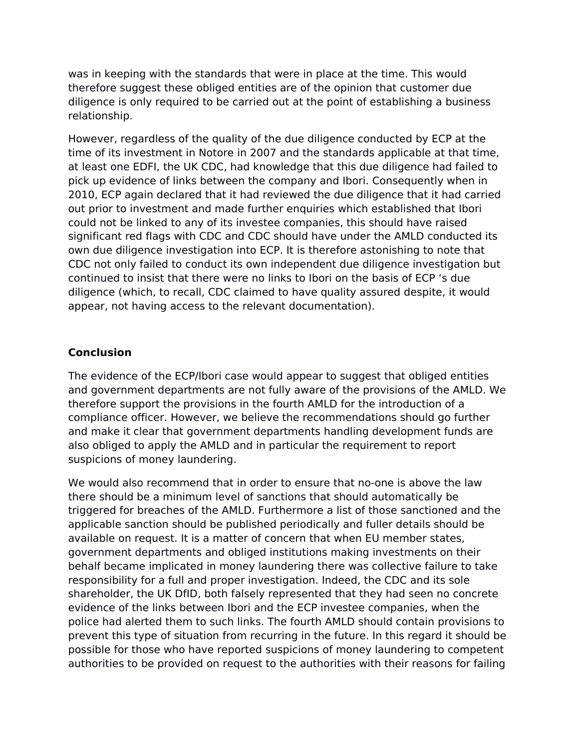was in keeping with the standards that were in place at the time. This would therefore suggest these obliged entities are of the opinion that customer due diligence is only required to be carried out at the point of establishing a business relationship.

However, regardless of the quality of the due diligence conducted by ECP at the time of its investment in Notore in 2007 and the standards applicable at that time, at least one EDFI, the UK CDC, had knowledge that this due diligence had failed to pick up evidence of links between the company and Ibori. Consequently when in 2010, ECP again declared that it had reviewed the due diligence that it had carried out prior to investment and made further enquiries which established that Ibori could not be linked to any of its investee companies, this should have raised significant red flags with CDC and CDC should have under the AMLD conducted its own due diligence investigation into ECP. It is therefore astonishing to note that CDC not only failed to conduct its own independent due diligence investigation but continued to insist that there were no links to Ibori on the basis of ECP 's due diligence (which, to recall, CDC claimed to have quality assured despite, it would appear, not having access to the relevant documentation).

**Conclusion**

The evidence of the ECP/Ibori case would appear to suggest that obliged entities and government departments are not fully aware of the provisions of the AMLD. We therefore support the provisions in the fourth AMLD for the introduction of a compliance officer. However, we believe the recommendations should go further and make it clear that government departments handling development funds are also obliged to apply the AMLD and in particular the requirement to report suspicions of money laundering.

We would also recommend that in order to ensure that no-one is above the law there should be a minimum level of sanctions that should automatically be triggered for breaches of the AMLD. Furthermore a list of those sanctioned and the applicable sanction should be published periodically and fuller details should be available on request. It is a matter of concern that when EU member states, government departments and obliged institutions making investments on their behalf became implicated in money laundering there was collective failure to take responsibility for a full and proper investigation. Indeed, the CDC and its sole shareholder, the UK DfID, both falsely represented that they had seen no concrete evidence of the links between Ibori and the ECP investee companies, when the police had alerted them to such links. The fourth AMLD should contain provisions to prevent this type of situation from recurring in the future. In this regard it should be possible for those who have reported suspicions of money laundering to competent authorities to be provided on request to the authorities with their reasons for failing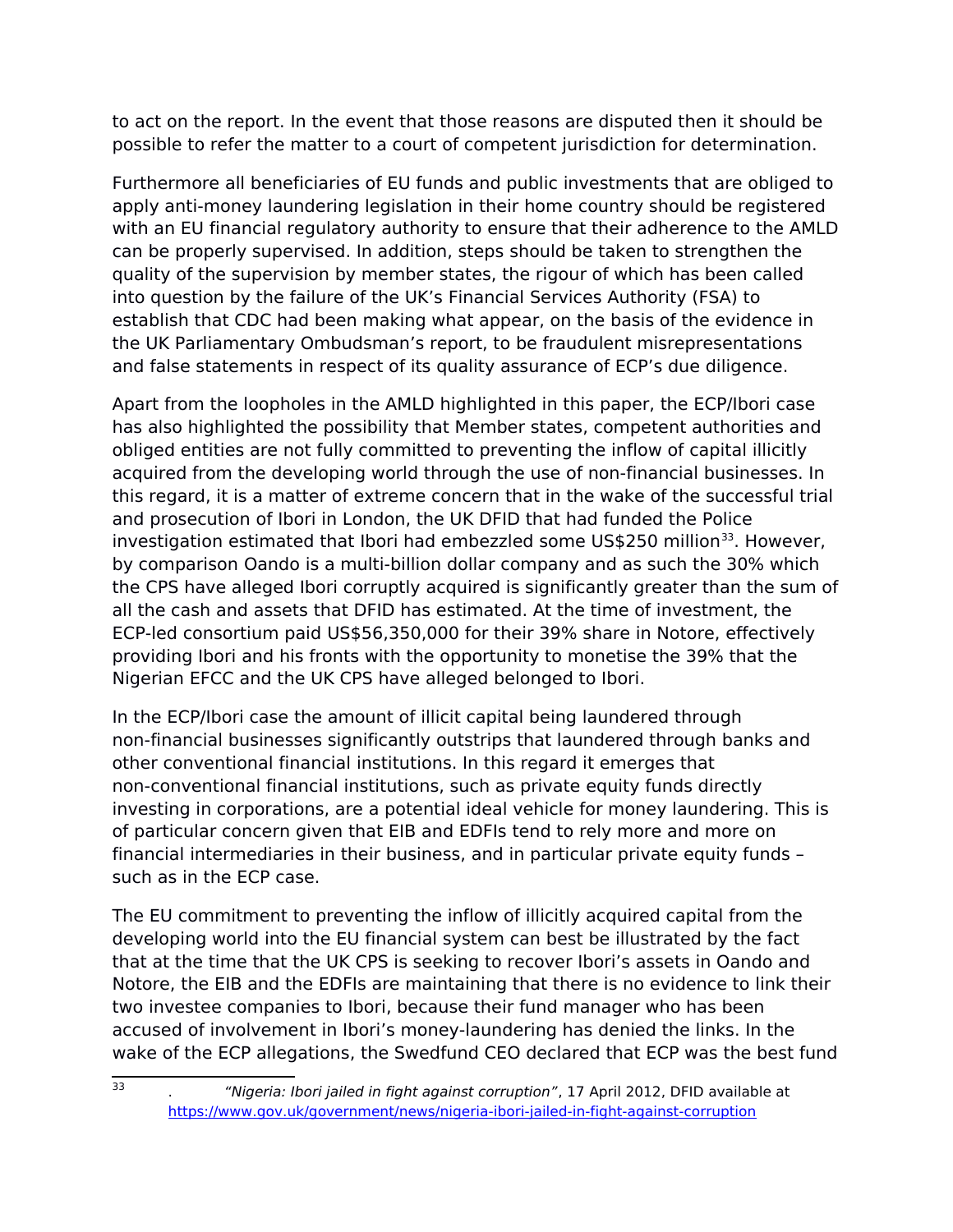to act on the report. In the event that those reasons are disputed then it should be possible to refer the matter to a court of competent jurisdiction for determination.

Furthermore all beneficiaries of EU funds and public investments that are obliged to apply anti-money laundering legislation in their home country should be registered with an EU financial regulatory authority to ensure that their adherence to the AMLD can be properly supervised. In addition, steps should be taken to strengthen the quality of the supervision by member states, the rigour of which has been called into question by the failure of the UK's Financial Services Authority (FSA) to establish that CDC had been making what appear, on the basis of the evidence in the UK Parliamentary Ombudsman's report, to be fraudulent misrepresentations and false statements in respect of its quality assurance of ECP's due diligence.

Apart from the loopholes in the AMLD highlighted in this paper, the ECP/Ibori case has also highlighted the possibility that Member states, competent authorities and obliged entities are not fully committed to preventing the inflow of capital illicitly acquired from the developing world through the use of non-financial businesses. In this regard, it is a matter of extreme concern that in the wake of the successful trial and prosecution of Ibori in London, the UK DFID that had funded the Police investigation estimated that Ibori had embezzled some US$250 million[33]. However, by comparison Oando is a multi-billion dollar company and as such the 30% which the CPS have alleged Ibori corruptly acquired is significantly greater than the sum of all the cash and assets that DFID has estimated. At the time of investment, the ECP-led consortium paid US$56,350,000 for their 39% share in Notore, effectively providing Ibori and his fronts with the opportunity to monetise the 39% that the Nigerian EFCC and the UK CPS have alleged belonged to Ibori.

In the ECP/Ibori case the amount of illicit capital being laundered through non-financial businesses significantly outstrips that laundered through banks and other conventional financial institutions. In this regard it emerges that non-conventional financial institutions, such as private equity funds directly investing in corporations, are a potential ideal vehicle for money laundering. This is of particular concern given that EIB and EDFIs tend to rely more and more on financial intermediaries in their business, and in particular private equity funds – such as in the ECP case.

The EU commitment to preventing the inflow of illicitly acquired capital from the developing world into the EU financial system can best be illustrated by the fact that at the time that the UK CPS is seeking to recover Ibori's assets in Oando and Notore, the EIB and the EDFIs are maintaining that there is no evidence to link their two investee companies to Ibori, because their fund manager who has been accused of involvement in Ibori's money-laundering has denied the links. In the wake of the ECP allegations, the Swedfund CEO declared that ECP was the best fund

---

[33] . *"Nigeria: Ibori jailed in fight against corruption"*, 17 April 2012, DFID available at https://www.gov.uk/government/news/nigeria-ibori-jailed-in-fight-against-corruption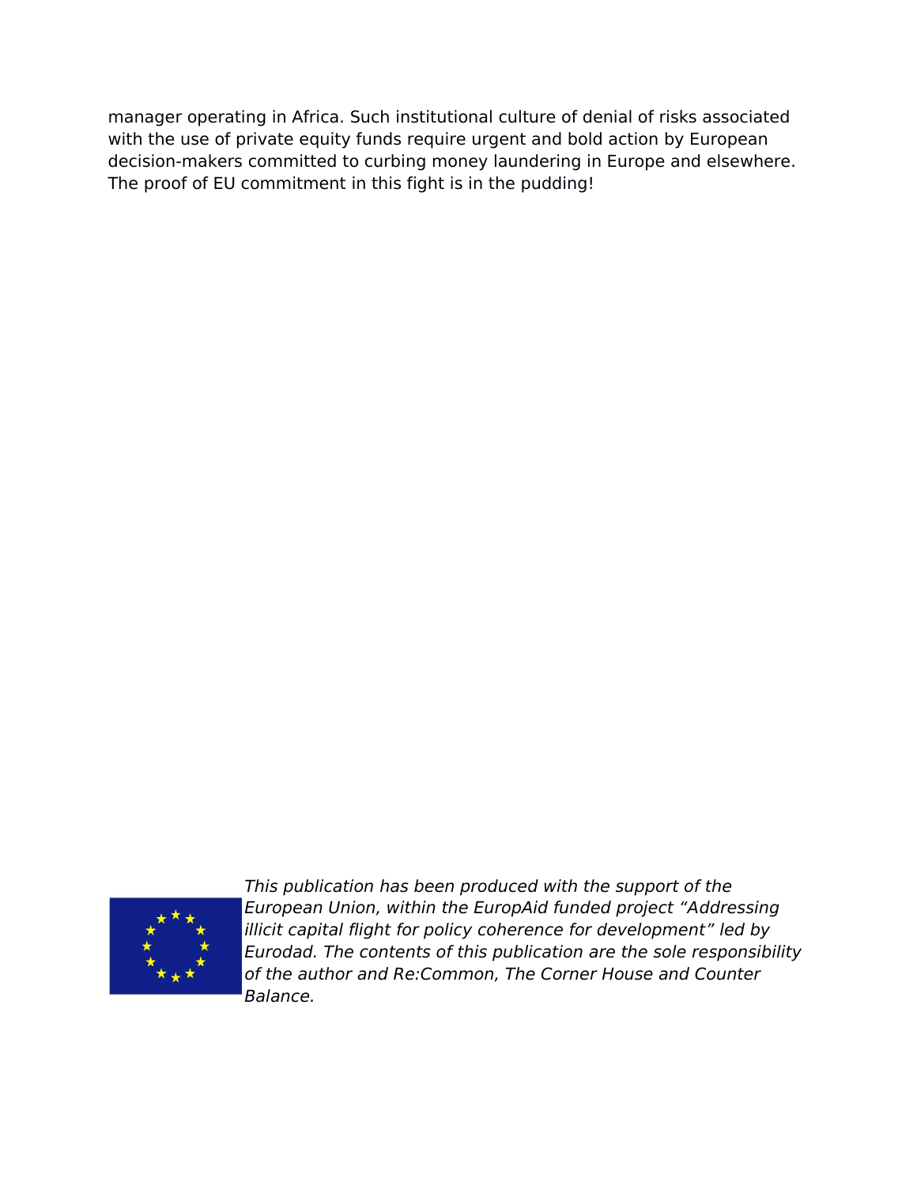manager operating in Africa. Such institutional culture of denial of risks associated with the use of private equity funds require urgent and bold action by European decision-makers committed to curbing money laundering in Europe and elsewhere. The proof of EU commitment in this fight is in the pudding!

*This publication has been produced with the support of the European Union, within the EuropAid funded project "Addressing illicit capital flight for policy coherence for development" led by Eurodad. The contents of this publication are the sole responsibility of the author and Re:Common, The Corner House and Counter Balance.*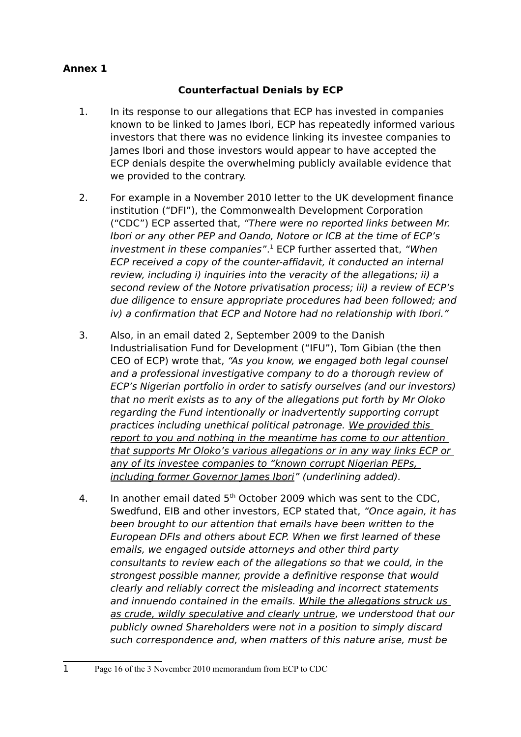**Annex 1**

**Counterfactual Denials by ECP**

1. In its response to our allegations that ECP has invested in companies known to be linked to James Ibori, ECP has repeatedly informed various investors that there was no evidence linking its investee companies to James Ibori and those investors would appear to have accepted the ECP denials despite the overwhelming publicly available evidence that we provided to the contrary.

2. For example in a November 2010 letter to the UK development finance institution ("DFI"), the Commonwealth Development Corporation ("CDC") ECP asserted that, *"There were no reported links between Mr. Ibori or any other PEP and Oando, Notore or ICB at the time of ECP's investment in these companies"*.[1] ECP further asserted that, *"When ECP received a copy of the counter-affidavit, it conducted an internal review, including i) inquiries into the veracity of the allegations; ii) a second review of the Notore privatisation process; iii) a review of ECP's due diligence to ensure appropriate procedures had been followed; and iv) a confirmation that ECP and Notore had no relationship with Ibori."*

3. Also, in an email dated 2, September 2009 to the Danish Industrialisation Fund for Development ("IFU"), Tom Gibian (the then CEO of ECP) wrote that, *"As you know, we engaged both legal counsel and a professional investigative company to do a thorough review of ECP's Nigerian portfolio in order to satisfy ourselves (and our investors) that no merit exists as to any of the allegations put forth by Mr Oloko regarding the Fund intentionally or inadvertently supporting corrupt practices including unethical political patronage. <u>We provided this report to you and nothing in the meantime has come to our attention that supports Mr Oloko's various allegations or in any way links ECP or any of its investee companies to "known corrupt Nigerian PEPs, including former Governor James Ibori</u>" (underlining added).*

4. In another email dated 5th October 2009 which was sent to the CDC, Swedfund, EIB and other investors, ECP stated that, *"Once again, it has been brought to our attention that emails have been written to the European DFIs and others about ECP. When we first learned of these emails, we engaged outside attorneys and other third party consultants to review each of the allegations so that we could, in the strongest possible manner, provide a definitive response that would clearly and reliably correct the misleading and incorrect statements and innuendo contained in the emails. <u>While the allegations struck us as crude, wildly speculative and clearly untrue</u>, we understood that our publicly owned Shareholders were not in a position to simply discard such correspondence and, when matters of this nature arise, must be*

---

[1] Page 16 of the 3 November 2010 memorandum from ECP to CDC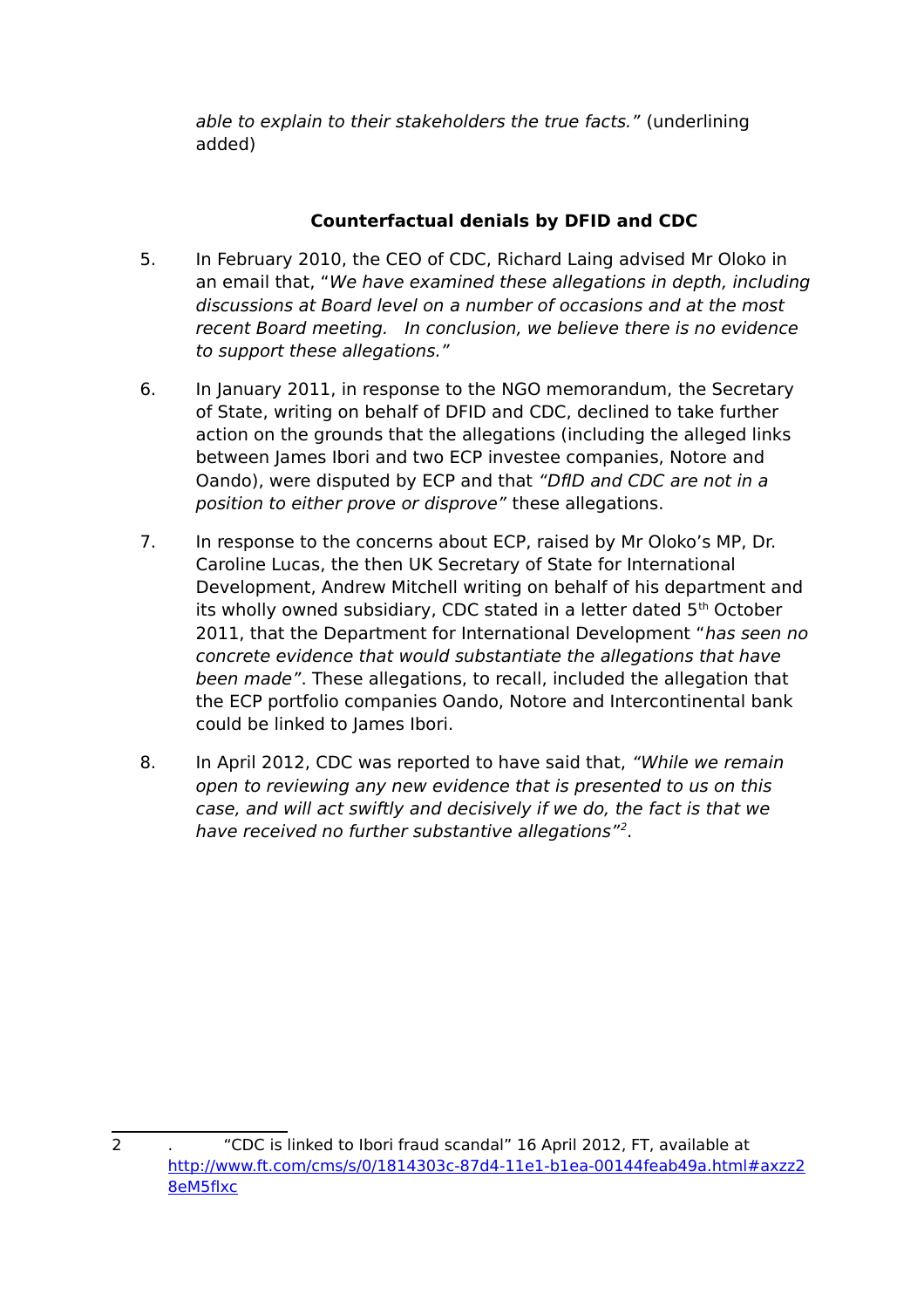*able to explain to their stakeholders the true facts."* (underlining added)

**Counterfactual denials by DFID and CDC**

5. In February 2010, the CEO of CDC, Richard Laing advised Mr Oloko in an email that, "*We have examined these allegations in depth, including discussions at Board level on a number of occasions and at the most recent Board meeting. In conclusion, we believe there is no evidence to support these allegations."*

6. In January 2011, in response to the NGO memorandum, the Secretary of State, writing on behalf of DFID and CDC, declined to take further action on the grounds that the allegations (including the alleged links between James Ibori and two ECP investee companies, Notore and Oando), were disputed by ECP and that *"DfID and CDC are not in a position to either prove or disprove"* these allegations.

7. In response to the concerns about ECP, raised by Mr Oloko's MP, Dr. Caroline Lucas, the then UK Secretary of State for International Development, Andrew Mitchell writing on behalf of his department and its wholly owned subsidiary, CDC stated in a letter dated 5th October 2011, that the Department for International Development "*has seen no concrete evidence that would substantiate the allegations that have been made"*. These allegations, to recall, included the allegation that the ECP portfolio companies Oando, Notore and Intercontinental bank could be linked to James Ibori.

8. In April 2012, CDC was reported to have said that, *"While we remain open to reviewing any new evidence that is presented to us on this case, and will act swiftly and decisively if we do, the fact is that we have received no further substantive allegations"*[2].

---

2 . "CDC is linked to Ibori fraud scandal" 16 April 2012, FT, available at http://www.ft.com/cms/s/0/1814303c-87d4-11e1-b1ea-00144feab49a.html#axzz28eM5flxc